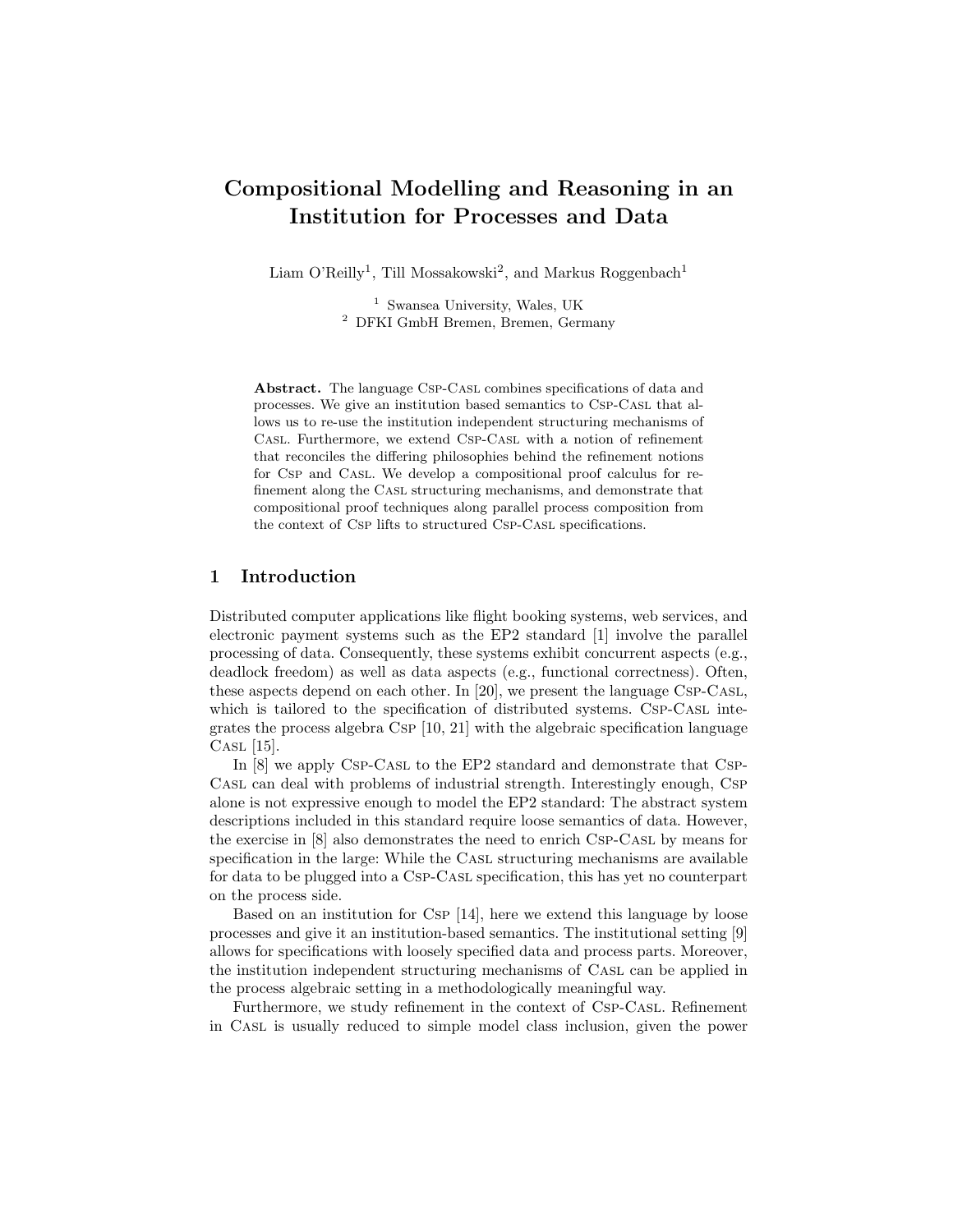# Compositional Modelling and Reasoning in an Institution for Processes and Data

Liam O'Reilly[1], Till Mossakowski[2], and Markus Roggenbach[1]

[1] Swansea University, Wales, UK
[2] DFKI GmbH Bremen, Bremen, Germany

**Abstract.** The language Csp-Casl combines specifications of data and processes. We give an institution based semantics to Csp-Casl that allows us to re-use the institution independent structuring mechanisms of Casl. Furthermore, we extend Csp-Casl with a notion of refinement that reconciles the differing philosophies behind the refinement notions for Csp and Casl. We develop a compositional proof calculus for refinement along the Casl structuring mechanisms, and demonstrate that compositional proof techniques along parallel process composition from the context of Csp lifts to structured Csp-Casl specifications.

## 1 Introduction

Distributed computer applications like flight booking systems, web services, and electronic payment systems such as the EP2 standard [1] involve the parallel processing of data. Consequently, these systems exhibit concurrent aspects (e.g., deadlock freedom) as well as data aspects (e.g., functional correctness). Often, these aspects depend on each other. In [20], we present the language Csp-Casl, which is tailored to the specification of distributed systems. Csp-Casl integrates the process algebra Csp [10, 21] with the algebraic specification language Casl [15].

In [8] we apply Csp-Casl to the EP2 standard and demonstrate that Csp-Casl can deal with problems of industrial strength. Interestingly enough, Csp alone is not expressive enough to model the EP2 standard: The abstract system descriptions included in this standard require loose semantics of data. However, the exercise in [8] also demonstrates the need to enrich Csp-Casl by means for specification in the large: While the Casl structuring mechanisms are available for data to be plugged into a Csp-Casl specification, this has yet no counterpart on the process side.

Based on an institution for Csp [14], here we extend this language by loose processes and give it an institution-based semantics. The institutional setting [9] allows for specifications with loosely specified data and process parts. Moreover, the institution independent structuring mechanisms of Casl can be applied in the process algebraic setting in a methodologically meaningful way.

Furthermore, we study refinement in the context of Csp-Casl. Refinement in Casl is usually reduced to simple model class inclusion, given the power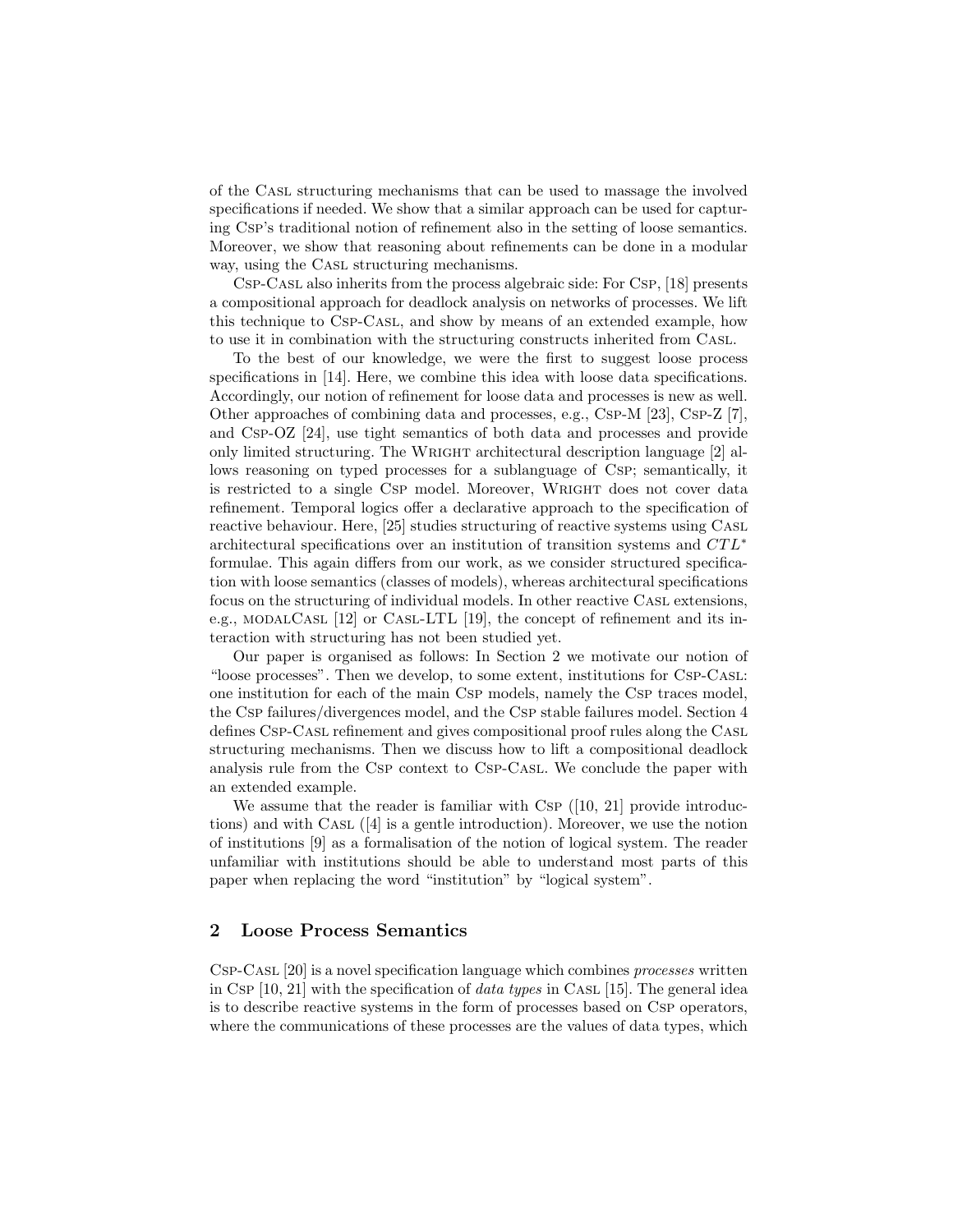of the Casl structuring mechanisms that can be used to massage the involved specifications if needed. We show that a similar approach can be used for capturing Csp's traditional notion of refinement also in the setting of loose semantics. Moreover, we show that reasoning about refinements can be done in a modular way, using the Casl structuring mechanisms.

Csp-Casl also inherits from the process algebraic side: For Csp, [18] presents a compositional approach for deadlock analysis on networks of processes. We lift this technique to Csp-Casl, and show by means of an extended example, how to use it in combination with the structuring constructs inherited from Casl.

To the best of our knowledge, we were the first to suggest loose process specifications in [14]. Here, we combine this idea with loose data specifications. Accordingly, our notion of refinement for loose data and processes is new as well. Other approaches of combining data and processes, e.g., Csp-M [23], Csp-Z [7], and Csp-OZ [24], use tight semantics of both data and processes and provide only limited structuring. The Wright architectural description language [2] allows reasoning on typed processes for a sublanguage of Csp; semantically, it is restricted to a single Csp model. Moreover, Wright does not cover data refinement. Temporal logics offer a declarative approach to the specification of reactive behaviour. Here, [25] studies structuring of reactive systems using Casl architectural specifications over an institution of transition systems and $CTL^*$ formulae. This again differs from our work, as we consider structured specification with loose semantics (classes of models), whereas architectural specifications focus on the structuring of individual models. In other reactive Casl extensions, e.g., modalCasl [12] or Casl-LTL [19], the concept of refinement and its interaction with structuring has not been studied yet.

Our paper is organised as follows: In Section 2 we motivate our notion of "loose processes". Then we develop, to some extent, institutions for Csp-Casl: one institution for each of the main Csp models, namely the Csp traces model, the Csp failures/divergences model, and the Csp stable failures model. Section 4 defines Csp-Casl refinement and gives compositional proof rules along the Casl structuring mechanisms. Then we discuss how to lift a compositional deadlock analysis rule from the Csp context to Csp-Casl. We conclude the paper with an extended example.

We assume that the reader is familiar with Csp ([10, 21] provide introductions) and with Casl ([4] is a gentle introduction). Moreover, we use the notion of institutions [9] as a formalisation of the notion of logical system. The reader unfamiliar with institutions should be able to understand most parts of this paper when replacing the word "institution" by "logical system".

## 2 Loose Process Semantics

Csp-Casl [20] is a novel specification language which combines *processes* written in Csp [10, 21] with the specification of *data types* in Casl [15]. The general idea is to describe reactive systems in the form of processes based on Csp operators, where the communications of these processes are the values of data types, which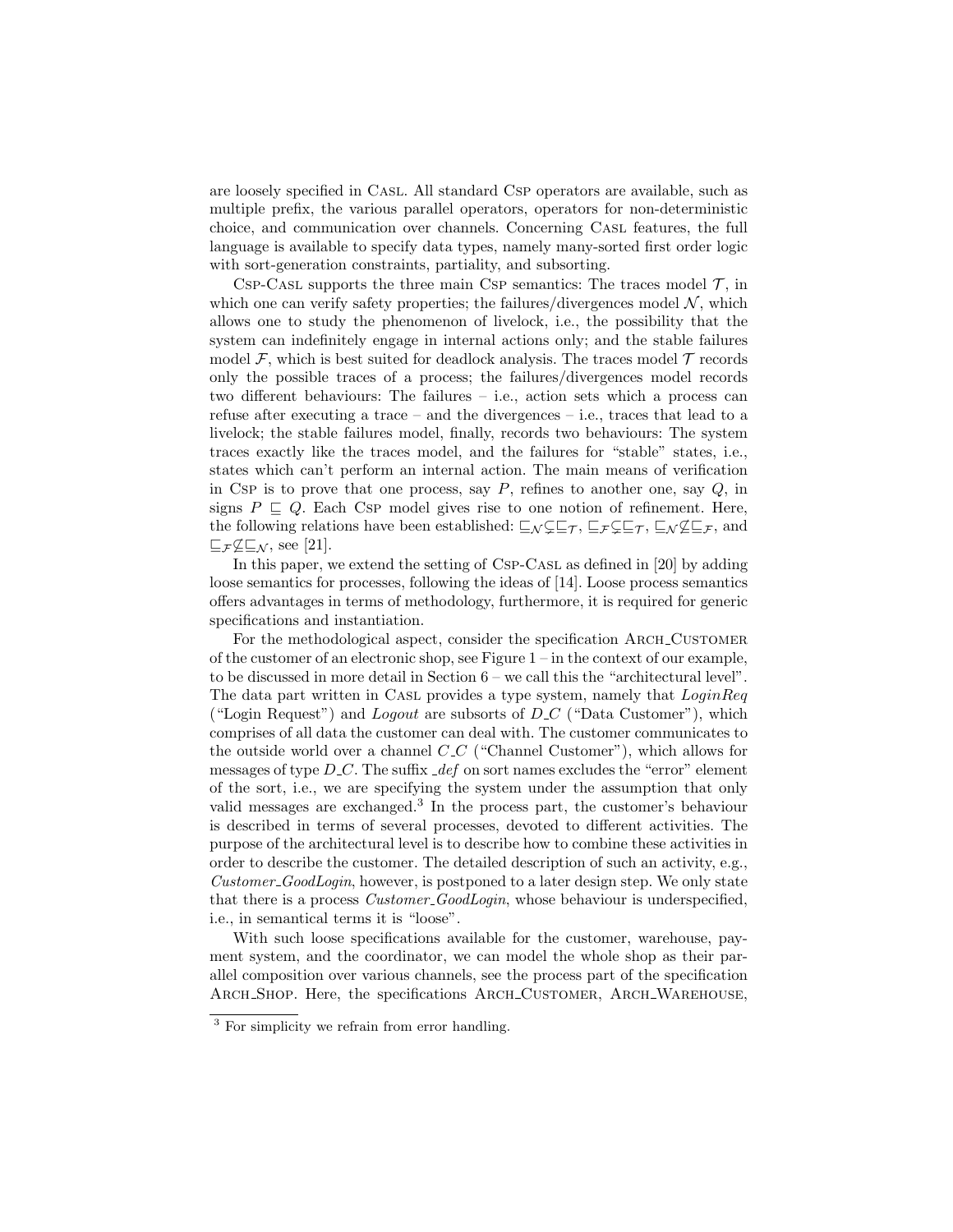are loosely specified in CASL. All standard CSP operators are available, such as multiple prefix, the various parallel operators, operators for non-deterministic choice, and communication over channels. Concerning CASL features, the full language is available to specify data types, namely many-sorted first order logic with sort-generation constraints, partiality, and subsorting.

CSP-CASL supports the three main CSP semantics: The traces model $\mathcal{T}$, in which one can verify safety properties; the failures/divergences model $\mathcal{N}$, which allows one to study the phenomenon of livelock, i.e., the possibility that the system can indefinitely engage in internal actions only; and the stable failures model $\mathcal{F}$, which is best suited for deadlock analysis. The traces model $\mathcal{T}$ records only the possible traces of a process; the failures/divergences model records two different behaviours: The failures – i.e., action sets which a process can refuse after executing a trace – and the divergences – i.e., traces that lead to a livelock; the stable failures model, finally, records two behaviours: The system traces exactly like the traces model, and the failures for "stable" states, i.e., states which can't perform an internal action. The main means of verification in CSP is to prove that one process, say $P$, refines to another one, say $Q$, in signs $P \sqsubseteq Q$. Each CSP model gives rise to one notion of refinement. Here, the following relations have been established: $\sqsubseteq_{\mathcal{N}} \subsetneq \sqsubseteq_{\mathcal{T}}$, $\sqsubseteq_{\mathcal{F}} \subsetneq \sqsubseteq_{\mathcal{T}}$, $\sqsubseteq_{\mathcal{N}} \not\subseteq \sqsubseteq_{\mathcal{F}}$, and $\sqsubseteq_{\mathcal{F}} \not\subseteq \sqsubseteq_{\mathcal{N}}$, see [21].

In this paper, we extend the setting of CSP-CASL as defined in [20] by adding loose semantics for processes, following the ideas of [14]. Loose process semantics offers advantages in terms of methodology, furthermore, it is required for generic specifications and instantiation.

For the methodological aspect, consider the specification ARCH_CUSTOMER of the customer of an electronic shop, see Figure 1 – in the context of our example, to be discussed in more detail in Section 6 – we call this the "architectural level". The data part written in CASL provides a type system, namely that *LoginReq* ("Login Request") and *Logout* are subsorts of *D_C* ("Data Customer"), which comprises of all data the customer can deal with. The customer communicates to the outside world over a channel *C_C* ("Channel Customer"), which allows for messages of type *D_C*. The suffix *_def* on sort names excludes the "error" element of the sort, i.e., we are specifying the system under the assumption that only valid messages are exchanged.[3] In the process part, the customer's behaviour is described in terms of several processes, devoted to different activities. The purpose of the architectural level is to describe how to combine these activities in order to describe the customer. The detailed description of such an activity, e.g., *Customer_GoodLogin*, however, is postponed to a later design step. We only state that there is a process *Customer_GoodLogin*, whose behaviour is underspecified, i.e., in semantical terms it is "loose".

With such loose specifications available for the customer, warehouse, payment system, and the coordinator, we can model the whole shop as their parallel composition over various channels, see the process part of the specification ARCH_SHOP. Here, the specifications ARCH_CUSTOMER, ARCH_WAREHOUSE,

[3] For simplicity we refrain from error handling.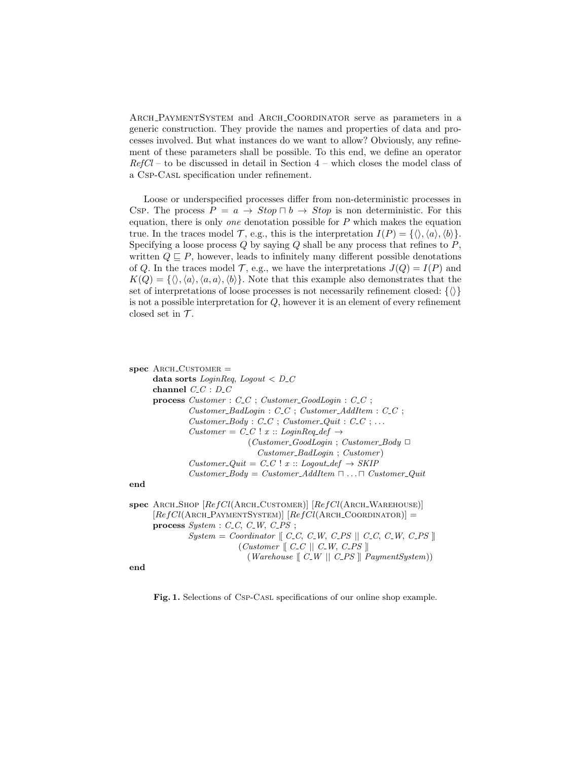ARCH_PAYMENTSYSTEM and ARCH_COORDINATOR serve as parameters in a generic construction. They provide the names and properties of data and processes involved. But what instances do we want to allow? Obviously, any refinement of these parameters shall be possible. To this end, we define an operator *RefCl* – to be discussed in detail in Section 4 – which closes the model class of a CSP-CASL specification under refinement.

Loose or underspecified processes differ from non-deterministic processes in CSP. The process $P = a \rightarrow \mathit{Stop} \sqcap b \rightarrow \mathit{Stop}$ is non deterministic. For this equation, there is only *one* denotation possible for $P$ which makes the equation true. In the traces model $\mathcal{T}$, e.g., this is the interpretation $I(P) = \{\langle\rangle, \langle a \rangle, \langle b \rangle\}$. Specifying a loose process $Q$ by saying $Q$ shall be any process that refines to $P$, written $Q \sqsubseteq P$, however, leads to infinitely many different possible denotations of $Q$. In the traces model $\mathcal{T}$, e.g., we have the interpretations $J(Q) = I(P)$ and $K(Q) = \{\langle\rangle, \langle a \rangle, \langle a, a \rangle, \langle b \rangle\}$. Note that this example also demonstrates that the set of interpretations of loose processes is not necessarily refinement closed: $\{\langle\rangle\}$ is not a possible interpretation for $Q$, however it is an element of every refinement closed set in $\mathcal{T}$.

```
spec ARCH_CUSTOMER =
      data sorts LoginReq, Logout < D_C
      channel C_C : D_C
      process Customer : C_C ; Customer_GoodLogin : C_C ;
              Customer_BadLogin : C_C ; Customer_AddItem : C_C ;
              Customer_Body : C_C ; Customer_Quit : C_C ; ...
              Customer = C_C ! x :: LoginReq_def →
                          (Customer_GoodLogin ; Customer_Body □
                            Customer_BadLogin ; Customer)
              Customer_Quit = C_C ! x :: Logout_def → SKIP
              Customer_Body = Customer_AddItem ⊓ ... ⊓ Customer_Quit
end

spec ARCH_SHOP [RefCl(ARCH_CUSTOMER)] [RefCl(ARCH_WAREHOUSE)]
      [RefCl(ARCH_PAYMENTSYSTEM)] [RefCl(ARCH_COORDINATOR)] =
      process System : C_C, C_W, C_PS ;
              System = Coordinator [| C_C, C_W, C_PS || C_C, C_W, C_PS |]
                        (Customer [| C_C || C_W, C_PS |]
                          (Warehouse [| C_W || C_PS |] PaymentSystem))
end
```

**Fig. 1.** Selections of CSP-CASL specifications of our online shop example.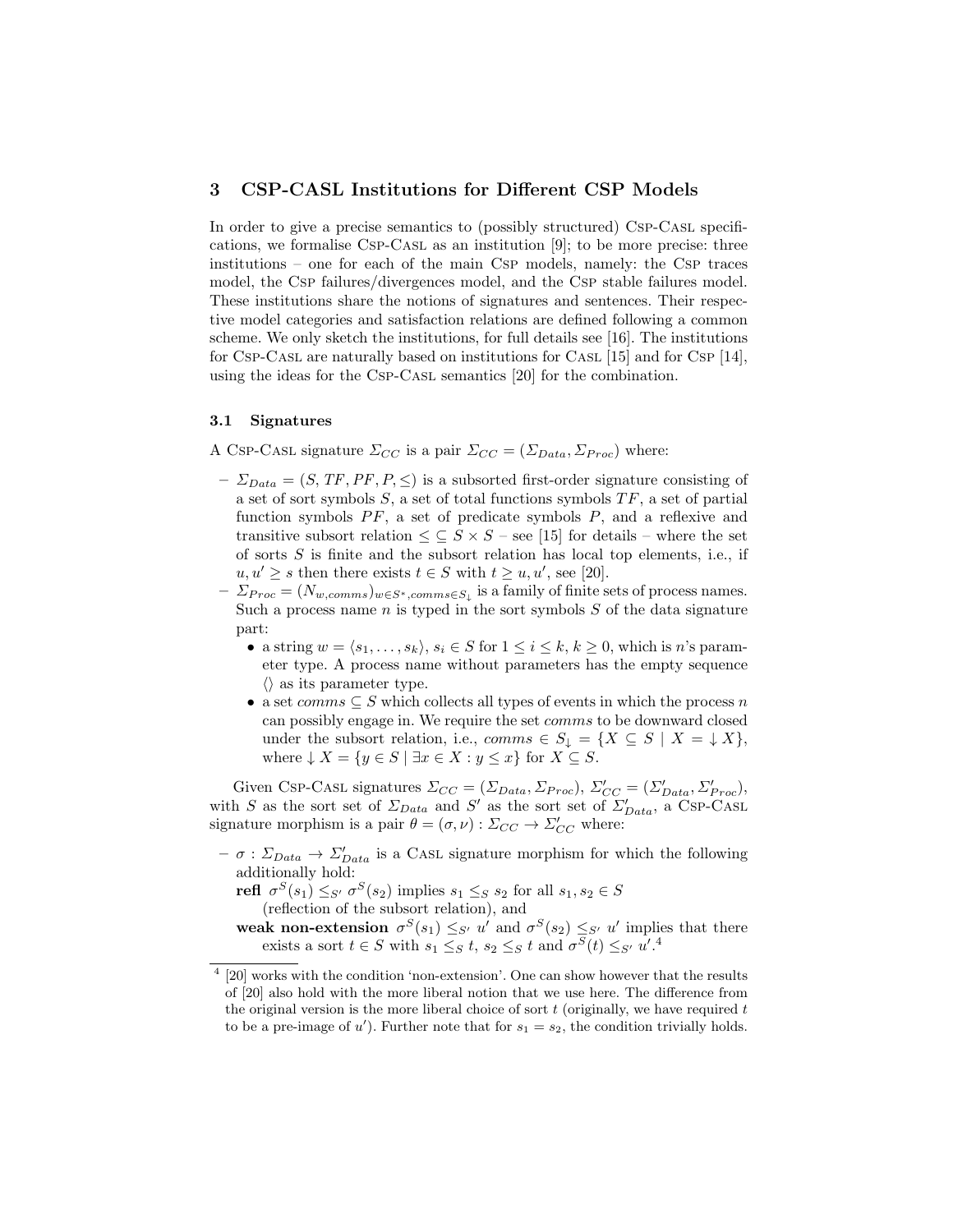## 3 CSP-CASL Institutions for Different CSP Models

In order to give a precise semantics to (possibly structured) Csp-Casl specifications, we formalise Csp-Casl as an institution [9]; to be more precise: three institutions – one for each of the main Csp models, namely: the Csp traces model, the Csp failures/divergences model, and the Csp stable failures model. These institutions share the notions of signatures and sentences. Their respective model categories and satisfaction relations are defined following a common scheme. We only sketch the institutions, for full details see [16]. The institutions for Csp-Casl are naturally based on institutions for Casl [15] and for Csp [14], using the ideas for the Csp-Casl semantics [20] for the combination.

### 3.1 Signatures

A Csp-Casl signature $\Sigma_{CC}$ is a pair $\Sigma_{CC} = (\Sigma_{Data}, \Sigma_{Proc})$ where:

- $\Sigma_{Data} = (S, TF, PF, P, \leq)$ is a subsorted first-order signature consisting of a set of sort symbols $S$, a set of total functions symbols $TF$, a set of partial function symbols $PF$, a set of predicate symbols $P$, and a reflexive and transitive subsort relation $\leq \subseteq S \times S$ – see [15] for details – where the set of sorts $S$ is finite and the subsort relation has local top elements, i.e., if $u, u' \geq s$ then there exists $t \in S$ with $t \geq u, u'$, see [20].
- $\Sigma_{Proc} = (N_{w,comms})_{w \in S^*, comms \in S_\downarrow}$ is a family of finite sets of process names. Such a process name $n$ is typed in the sort symbols $S$ of the data signature part:
  - a string $w = \langle s_1, \ldots, s_k \rangle$, $s_i \in S$ for $1 \leq i \leq k$, $k \geq 0$, which is $n$'s parameter type. A process name without parameters has the empty sequence $\langle\rangle$ as its parameter type.
  - a set $comms \subseteq S$ which collects all types of events in which the process $n$ can possibly engage in. We require the set $comms$ to be downward closed under the subsort relation, i.e., $comms \in S_\downarrow = \{X \subseteq S \mid X = \downarrow X\}$, where $\downarrow X = \{y \in S \mid \exists x \in X : y \leq x\}$ for $X \subseteq S$.

Given Csp-Casl signatures $\Sigma_{CC} = (\Sigma_{Data}, \Sigma_{Proc})$, $\Sigma'_{CC} = (\Sigma'_{Data}, \Sigma'_{Proc})$, with $S$ as the sort set of $\Sigma_{Data}$ and $S'$ as the sort set of $\Sigma'_{Data}$, a Csp-Casl signature morphism is a pair $\theta = (\sigma, \nu) : \Sigma_{CC} \to \Sigma'_{CC}$ where:

- $\sigma : \Sigma_{Data} \to \Sigma'_{Data}$ is a Casl signature morphism for which the following additionally hold:

  **refl** $\sigma^S(s_1) \leq_{S'} \sigma^S(s_2)$ implies $s_1 \leq_S s_2$ for all $s_1, s_2 \in S$ (reflection of the subsort relation), and

  **weak non-extension** $\sigma^S(s_1) \leq_{S'} u'$ and $\sigma^S(s_2) \leq_{S'} u'$ implies that there exists a sort $t \in S$ with $s_1 \leq_S t$, $s_2 \leq_S t$ and $\sigma^S(t) \leq_{S'} u'$.[4]

[4] [20] works with the condition 'non-extension'. One can show however that the results of [20] also hold with the more liberal notion that we use here. The difference from the original version is the more liberal choice of sort $t$ (originally, we have required $t$ to be a pre-image of $u'$). Further note that for $s_1 = s_2$, the condition trivially holds.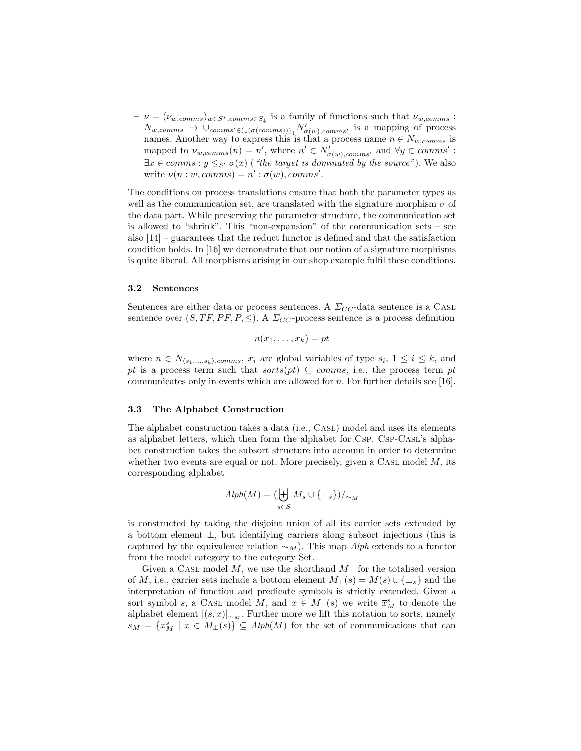– $\nu = (\nu_{w,comms})_{w \in S^*, comms \in S_\downarrow}$ is a family of functions such that $\nu_{w,comms} : N_{w,comms} \to \cup_{comms' \in (\downarrow(\sigma(comms)))_\downarrow} N'_{\sigma(w),comms'}$ is a mapping of process names. Another way to express this is that a process name $n \in N_{w,comms}$ is mapped to $\nu_{w,comms}(n) = n'$, where $n' \in N'_{\sigma(w),comms'}$ and $\forall y \in comms' : \exists x \in comms : y \leq_{S'} \sigma(x)$ (*"the target is dominated by the source"*). We also write $\nu(n : w, comms) = n' : \sigma(w), comms'$.

The conditions on process translations ensure that both the parameter types as well as the communication set, are translated with the signature morphism $\sigma$ of the data part. While preserving the parameter structure, the communication set is allowed to "shrink". This "non-expansion" of the communication sets – see also [14] – guarantees that the reduct functor is defined and that the satisfaction condition holds. In [16] we demonstrate that our notion of a signature morphisms is quite liberal. All morphisms arising in our shop example fulfil these conditions.

### 3.2 Sentences

Sentences are either data or process sentences. A $\Sigma_{CC}$-data sentence is a Casl sentence over $(S, TF, PF, P, \leq)$. A $\Sigma_{CC}$-process sentence is a process definition

$$n(x_1, \ldots, x_k) = pt$$

where $n \in N_{\langle s_1,\ldots,s_k\rangle, comms}$, $x_i$ are global variables of type $s_i$, $1 \leq i \leq k$, and $pt$ is a process term such that $sorts(pt) \subseteq comms$, i.e., the process term $pt$ communicates only in events which are allowed for $n$. For further details see [16].

### 3.3 The Alphabet Construction

The alphabet construction takes a data (i.e., Casl) model and uses its elements as alphabet letters, which then form the alphabet for Csp. Csp-Casl's alphabet construction takes the subsort structure into account in order to determine whether two events are equal or not. More precisely, given a Casl model $M$, its corresponding alphabet

$$Alph(M) = (\biguplus_{s \in S} M_s \cup \{\bot_s\})/_{\sim_M}$$

is constructed by taking the disjoint union of all its carrier sets extended by a bottom element $\bot$, but identifying carriers along subsort injections (this is captured by the equivalence relation $\sim_M$). This map $Alph$ extends to a functor from the model category to the category Set.

Given a Casl model $M$, we use the shorthand $M_\bot$ for the totalised version of $M$, i.e., carrier sets include a bottom element $M_\bot(s) = M(s) \cup \{\bot_s\}$ and the interpretation of function and predicate symbols is strictly extended. Given a sort symbol $s$, a Casl model $M$, and $x \in M_\bot(s)$ we write $\overline{x}^s_M$ to denote the alphabet element $[(s, x)]_{\sim_M}$. Further more we lift this notation to sorts, namely $\overline{s}_M = \{\overline{x}^s_M \mid x \in M_\bot(s)\} \subseteq Alph(M)$ for the set of communications that can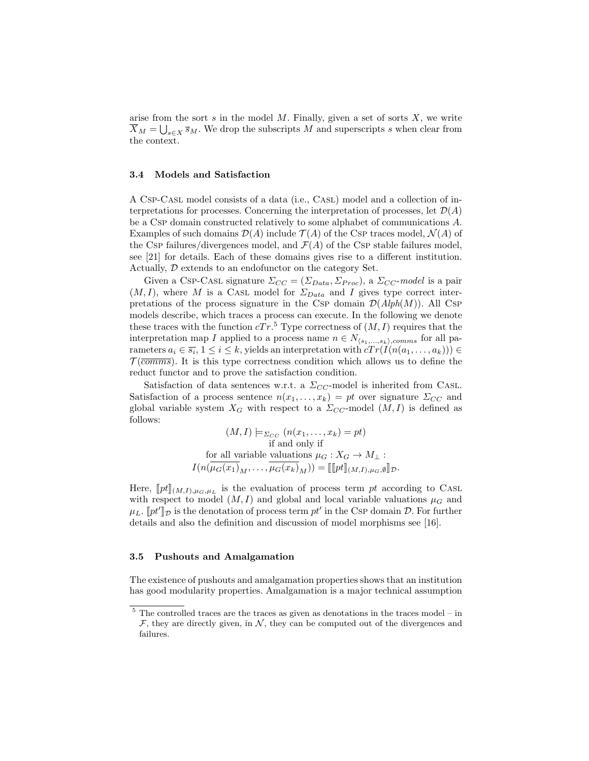arise from the sort $s$ in the model $M$. Finally, given a set of sorts $X$, we write $\overline{X}_M = \bigcup_{s \in X} \overline{s}_M$. We drop the subscripts $M$ and superscripts $s$ when clear from the context.

### 3.4 Models and Satisfaction

A Csp-Casl model consists of a data (i.e., Casl) model and a collection of interpretations for processes. Concerning the interpretation of processes, let $\mathcal{D}(A)$ be a Csp domain constructed relatively to some alphabet of communications $A$. Examples of such domains $\mathcal{D}(A)$ include $\mathcal{T}(A)$ of the Csp traces model, $\mathcal{N}(A)$ of the Csp failures/divergences model, and $\mathcal{F}(A)$ of the Csp stable failures model, see [21] for details. Each of these domains gives rise to a different institution. Actually, $\mathcal{D}$ extends to an endofunctor on the category Set.

Given a Csp-Casl signature $\Sigma_{CC} = (\Sigma_{Data}, \Sigma_{Proc})$, a $\Sigma_{CC}$-*model* is a pair $(M, I)$, where $M$ is a Casl model for $\Sigma_{Data}$ and $I$ gives type correct interpretations of the process signature in the Csp domain $\mathcal{D}(Alph(M))$. All Csp models describe, which traces a process can execute. In the following we denote these traces with the function $cTr$.[5] Type correctness of $(M, I)$ requires that the interpretation map $I$ applied to a process name $n \in N_{\langle s_1, \ldots, s_k \rangle, comms}$ for all parameters $a_i \in \overline{s_i}$, $1 \leq i \leq k$, yields an interpretation with $cTr(I(n(a_1, \ldots, a_k))) \in \mathcal{T}(\overline{comms})$. It is this type correctness condition which allows us to define the reduct functor and to prove the satisfaction condition.

Satisfaction of data sentences w.r.t. a $\Sigma_{CC}$-model is inherited from Casl. Satisfaction of a process sentence $n(x_1, \ldots, x_k) = pt$ over signature $\Sigma_{CC}$ and global variable system $X_G$ with respect to a $\Sigma_{CC}$-model $(M, I)$ is defined as follows:

$$
\begin{gathered}
(M, I) \models_{\Sigma_{CC}} (n(x_1, \ldots, x_k) = pt) \\
\text{if and only if} \\
\text{for all variable valuations } \mu_G : X_G \to M_\perp : \\
I(n(\overline{\mu_G(x_1)}_M, \ldots, \overline{\mu_G(x_k)}_M)) = [\![ [\![ pt ]\!]_{(M,I),\mu_G,\emptyset} ]\!]_{\mathcal{D}}.
\end{gathered}
$$

Here, $[\![ pt ]\!]_{(M,I),\mu_G,\mu_L}$ is the evaluation of process term $pt$ according to Casl with respect to model $(M, I)$ and global and local variable valuations $\mu_G$ and $\mu_L$. $[\![ pt' ]\!]_{\mathcal{D}}$ is the denotation of process term $pt'$ in the Csp domain $\mathcal{D}$. For further details and also the definition and discussion of model morphisms see [16].

### 3.5 Pushouts and Amalgamation

The existence of pushouts and amalgamation properties shows that an institution has good modularity properties. Amalgamation is a major technical assumption

[5] The controlled traces are the traces as given as denotations in the traces model – in $\mathcal{F}$, they are directly given, in $\mathcal{N}$, they can be computed out of the divergences and failures.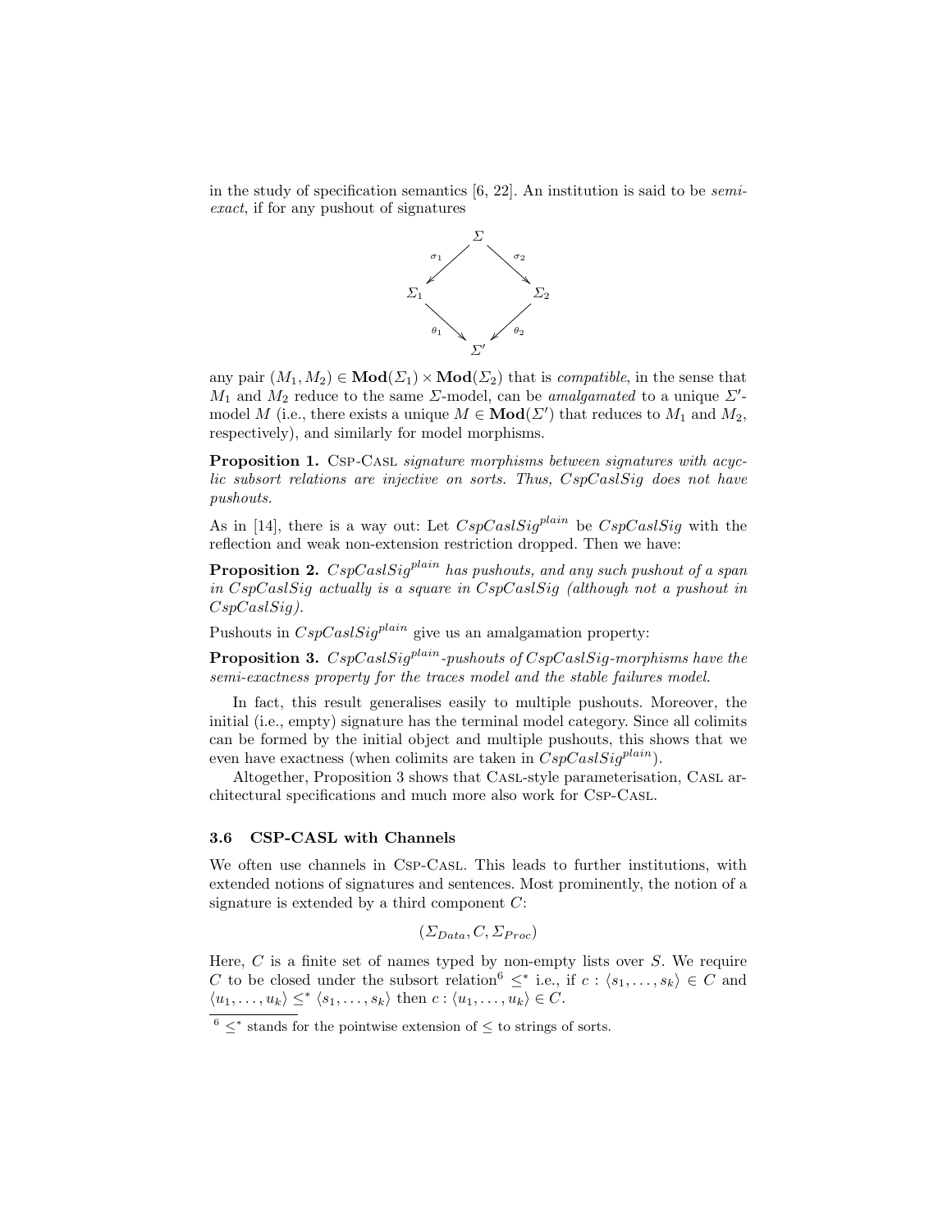in the study of specification semantics [6, 22]. An institution is said to be *semi-exact*, if for any pushout of signatures

$$
\begin{array}{ccccc}
 & & \Sigma & & \\
 & \swarrow^{\sigma_1} & & \searrow^{\sigma_2} & \\
\Sigma_1 & & & & \Sigma_2 \\
 & \searrow_{\theta_1} & & \swarrow_{\theta_2} & \\
 & & \Sigma' & &
\end{array}
$$

any pair $(M_1, M_2) \in \mathbf{Mod}(\Sigma_1) \times \mathbf{Mod}(\Sigma_2)$ that is *compatible*, in the sense that $M_1$ and $M_2$ reduce to the same $\Sigma$-model, can be *amalgamated* to a unique $\Sigma'$-model $M$ (i.e., there exists a unique $M \in \mathbf{Mod}(\Sigma')$ that reduces to $M_1$ and $M_2$, respectively), and similarly for model morphisms.

**Proposition 1.** *Csp-Casl signature morphisms between signatures with acyclic subsort relations are injective on sorts. Thus, $CspCaslSig$ does not have pushouts.*

As in [14], there is a way out: Let $CspCaslSig^{plain}$ be $CspCaslSig$ with the reflection and weak non-extension restriction dropped. Then we have:

**Proposition 2.** *$CspCaslSig^{plain}$ has pushouts, and any such pushout of a span in $CspCaslSig$ actually is a square in $CspCaslSig$ (although not a pushout in $CspCaslSig$).*

Pushouts in $CspCaslSig^{plain}$ give us an amalgamation property:

**Proposition 3.** *$CspCaslSig^{plain}$-pushouts of $CspCaslSig$-morphisms have the semi-exactness property for the traces model and the stable failures model.*

In fact, this result generalises easily to multiple pushouts. Moreover, the initial (i.e., empty) signature has the terminal model category. Since all colimits can be formed by the initial object and multiple pushouts, this shows that we even have exactness (when colimits are taken in $CspCaslSig^{plain}$).

Altogether, Proposition 3 shows that Casl-style parameterisation, Casl architectural specifications and much more also work for Csp-Casl.

### 3.6 CSP-CASL with Channels

We often use channels in Csp-Casl. This leads to further institutions, with extended notions of signatures and sentences. Most prominently, the notion of a signature is extended by a third component $C$:

$$(\Sigma_{Data}, C, \Sigma_{Proc})$$

Here, $C$ is a finite set of names typed by non-empty lists over $S$. We require $C$ to be closed under the subsort relation[6] $\leq^*$ i.e., if $c : \langle s_1, \ldots, s_k \rangle \in C$ and $\langle u_1, \ldots, u_k \rangle \leq^* \langle s_1, \ldots, s_k \rangle$ then $c : \langle u_1, \ldots, u_k \rangle \in C$.

[6] $\leq^*$ stands for the pointwise extension of $\leq$ to strings of sorts.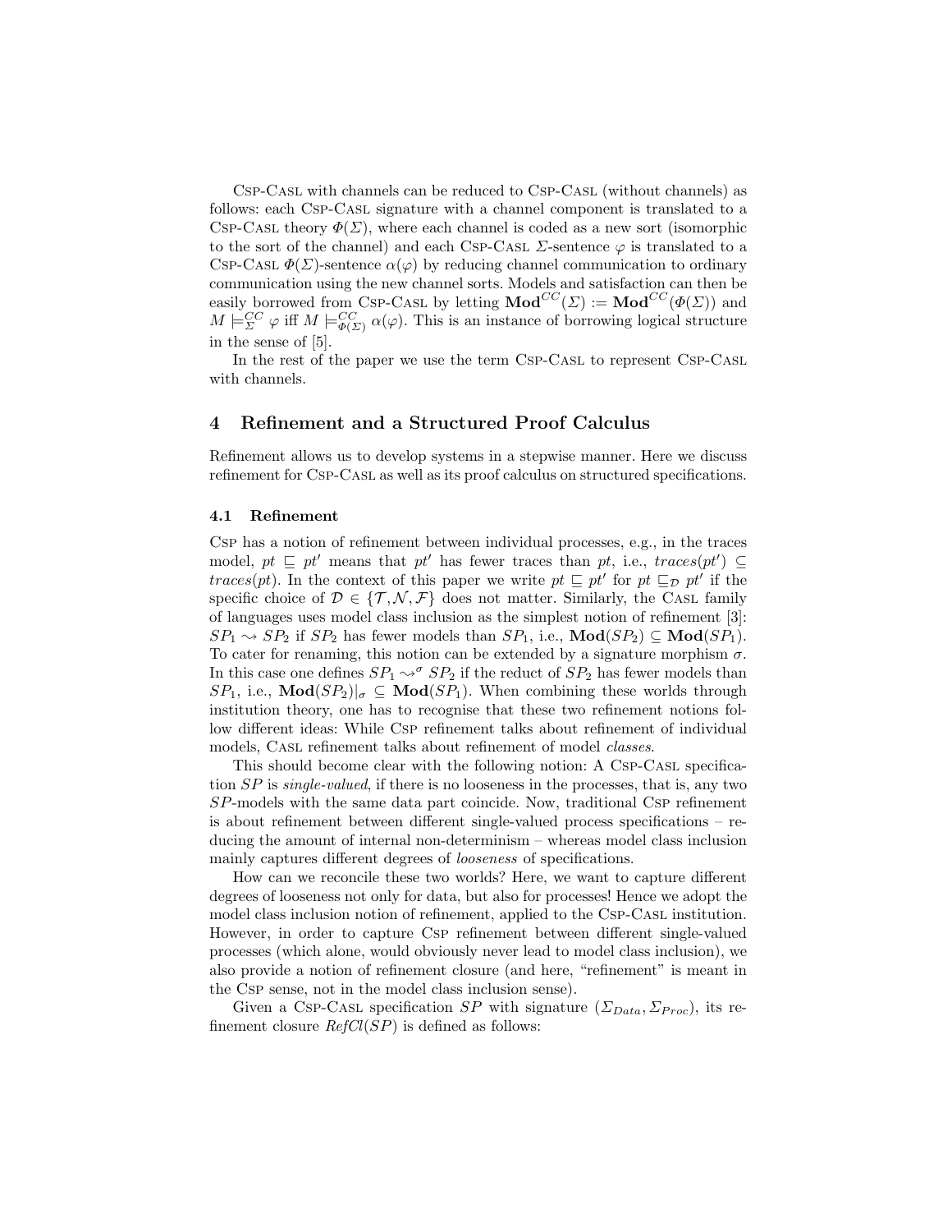Csp-Casl with channels can be reduced to Csp-Casl (without channels) as follows: each Csp-Casl signature with a channel component is translated to a Csp-Casl theory $\Phi(\Sigma)$, where each channel is coded as a new sort (isomorphic to the sort of the channel) and each Csp-Casl $\Sigma$-sentence $\varphi$ is translated to a Csp-Casl $\Phi(\Sigma)$-sentence $\alpha(\varphi)$ by reducing channel communication to ordinary communication using the new channel sorts. Models and satisfaction can then be easily borrowed from Csp-Casl by letting $\mathbf{Mod}^{CC}(\Sigma) := \mathbf{Mod}^{CC}(\Phi(\Sigma))$ and $M \models^{CC}_{\Sigma} \varphi$ iff $M \models^{CC}_{\Phi(\Sigma)} \alpha(\varphi)$. This is an instance of borrowing logical structure in the sense of [5].

In the rest of the paper we use the term Csp-Casl to represent Csp-Casl with channels.

## 4 Refinement and a Structured Proof Calculus

Refinement allows us to develop systems in a stepwise manner. Here we discuss refinement for Csp-Casl as well as its proof calculus on structured specifications.

### 4.1 Refinement

Csp has a notion of refinement between individual processes, e.g., in the traces model, $pt \sqsubseteq pt'$ means that $pt'$ has fewer traces than $pt$, i.e., $traces(pt') \subseteq traces(pt)$. In the context of this paper we write $pt \sqsubseteq pt'$ for $pt \sqsubseteq_{\mathcal{D}} pt'$ if the specific choice of $\mathcal{D} \in \{\mathcal{T}, \mathcal{N}, \mathcal{F}\}$ does not matter. Similarly, the Casl family of languages uses model class inclusion as the simplest notion of refinement [3]: $SP_1 \rightsquigarrow SP_2$ if $SP_2$ has fewer models than $SP_1$, i.e., $\mathbf{Mod}(SP_2) \subseteq \mathbf{Mod}(SP_1)$. To cater for renaming, this notion can be extended by a signature morphism $\sigma$. In this case one defines $SP_1 \rightsquigarrow^{\sigma} SP_2$ if the reduct of $SP_2$ has fewer models than $SP_1$, i.e., $\mathbf{Mod}(SP_2)|_{\sigma} \subseteq \mathbf{Mod}(SP_1)$. When combining these worlds through institution theory, one has to recognise that these two refinement notions follow different ideas: While Csp refinement talks about refinement of individual models, Casl refinement talks about refinement of model *classes*.

This should become clear with the following notion: A Csp-Casl specification $SP$ is *single-valued*, if there is no looseness in the processes, that is, any two $SP$-models with the same data part coincide. Now, traditional Csp refinement is about refinement between different single-valued process specifications – reducing the amount of internal non-determinism – whereas model class inclusion mainly captures different degrees of *looseness* of specifications.

How can we reconcile these two worlds? Here, we want to capture different degrees of looseness not only for data, but also for processes! Hence we adopt the model class inclusion notion of refinement, applied to the Csp-Casl institution. However, in order to capture Csp refinement between different single-valued processes (which alone, would obviously never lead to model class inclusion), we also provide a notion of refinement closure (and here, "refinement" is meant in the Csp sense, not in the model class inclusion sense).

Given a Csp-Casl specification $SP$ with signature $(\Sigma_{Data}, \Sigma_{Proc})$, its refinement closure $RefCl(SP)$ is defined as follows: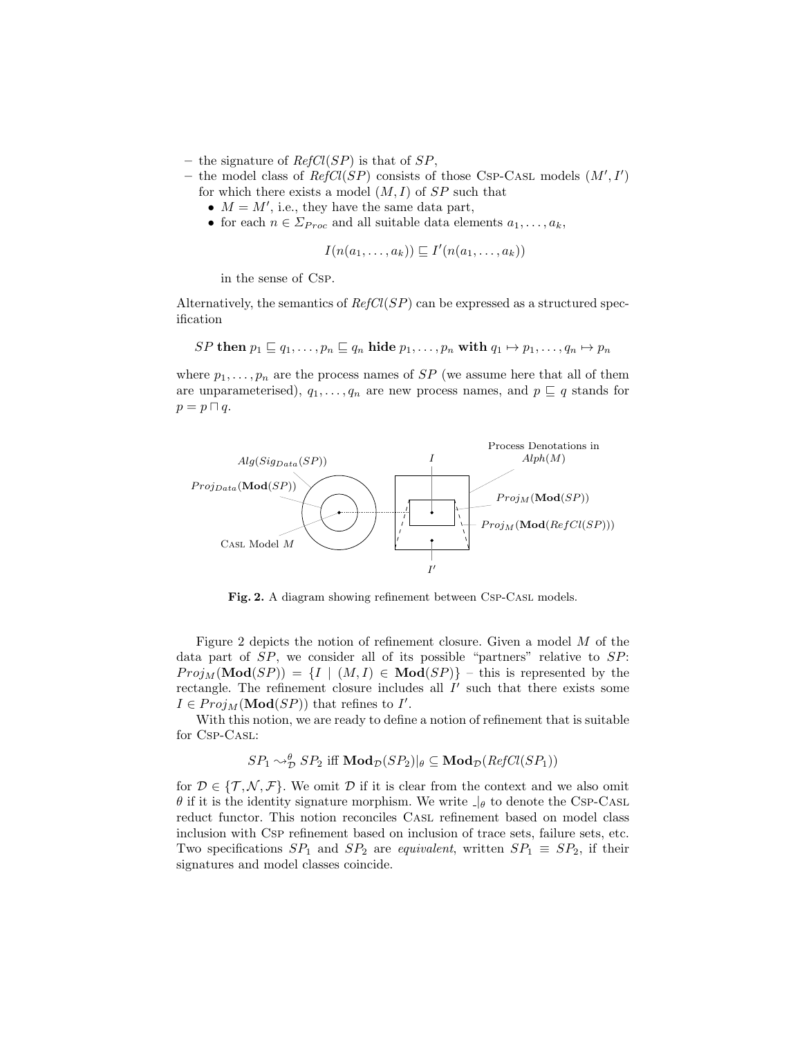– the signature of $RefCl(SP)$ is that of $SP$,
– the model class of $RefCl(SP)$ consists of those Csp-Casl models $(M', I')$ for which there exists a model $(M, I)$ of $SP$ such that
  - $M = M'$, i.e., they have the same data part,
  - for each $n \in \Sigma_{Proc}$ and all suitable data elements $a_1, \ldots, a_k$,

$$I(n(a_1, \ldots, a_k)) \sqsubseteq I'(n(a_1, \ldots, a_k))$$

    in the sense of Csp.

Alternatively, the semantics of $RefCl(SP)$ can be expressed as a structured specification

$$SP \textbf{ then } p_1 \sqsubseteq q_1, \ldots, p_n \sqsubseteq q_n \textbf{ hide } p_1, \ldots, p_n \textbf{ with } q_1 \mapsto p_1, \ldots, q_n \mapsto p_n$$

where $p_1, \ldots, p_n$ are the process names of $SP$ (we assume here that all of them are unparameterised), $q_1, \ldots, q_n$ are new process names, and $p \sqsubseteq q$ stands for $p = p \sqcap q$.

**Fig. 2.** A diagram showing refinement between Csp-Casl models.

Figure 2 depicts the notion of refinement closure. Given a model $M$ of the data part of $SP$, we consider all of its possible "partners" relative to $SP$: $Proj_M(\mathbf{Mod}(SP)) = \{I \mid (M, I) \in \mathbf{Mod}(SP)\}$ – this is represented by the rectangle. The refinement closure includes all $I'$ such that there exists some $I \in Proj_M(\mathbf{Mod}(SP))$ that refines to $I'$.

With this notion, we are ready to define a notion of refinement that is suitable for Csp-Casl:

$$SP_1 \rightsquigarrow^{\theta}_{\mathcal{D}} SP_2 \text{ iff } \mathbf{Mod}_{\mathcal{D}}(SP_2)|_{\theta} \subseteq \mathbf{Mod}_{\mathcal{D}}(RefCl(SP_1))$$

for $\mathcal{D} \in \{\mathcal{T}, \mathcal{N}, \mathcal{F}\}$. We omit $\mathcal{D}$ if it is clear from the context and we also omit $\theta$ if it is the identity signature morphism. We write $\_|_{\theta}$ to denote the Csp-Casl reduct functor. This notion reconciles Casl refinement based on model class inclusion with Csp refinement based on inclusion of trace sets, failure sets, etc. Two specifications $SP_1$ and $SP_2$ are *equivalent*, written $SP_1 \equiv SP_2$, if their signatures and model classes coincide.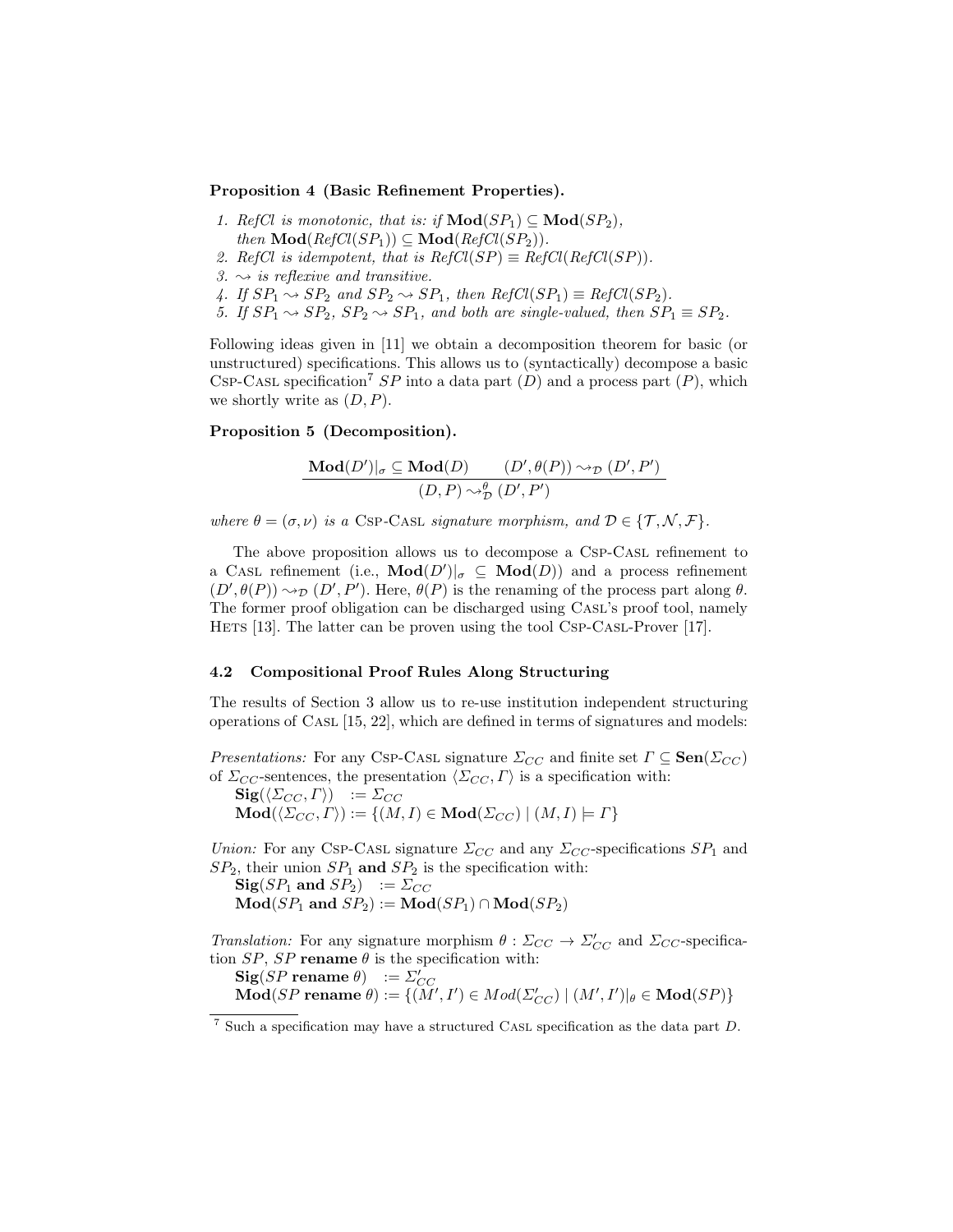**Proposition 4 (Basic Refinement Properties).**

1. *RefCl is monotonic, that is: if* $\mathbf{Mod}(SP_1) \subseteq \mathbf{Mod}(SP_2)$, *then* $\mathbf{Mod}(\mathit{RefCl}(SP_1)) \subseteq \mathbf{Mod}(\mathit{RefCl}(SP_2))$.
2. *RefCl is idempotent, that is* $\mathit{RefCl}(SP) \equiv \mathit{RefCl}(\mathit{RefCl}(SP))$.
3. $\rightsquigarrow$ *is reflexive and transitive.*
4. *If* $SP_1 \rightsquigarrow SP_2$ *and* $SP_2 \rightsquigarrow SP_1$, *then* $\mathit{RefCl}(SP_1) \equiv \mathit{RefCl}(SP_2)$.
5. *If* $SP_1 \rightsquigarrow SP_2$, $SP_2 \rightsquigarrow SP_1$, *and both are single-valued, then* $SP_1 \equiv SP_2$.

Following ideas given in [11] we obtain a decomposition theorem for basic (or unstructured) specifications. This allows us to (syntactically) decompose a basic Csp-Casl specification[7] $SP$ into a data part ($D$) and a process part ($P$), which we shortly write as $(D, P)$.

**Proposition 5 (Decomposition).**

$$\frac{\mathbf{Mod}(D')|_\sigma \subseteq \mathbf{Mod}(D) \qquad (D', \theta(P)) \rightsquigarrow_{\mathcal{D}} (D', P')}{(D, P) \rightsquigarrow^{\theta}_{\mathcal{D}} (D', P')}$$

*where* $\theta = (\sigma, \nu)$ *is a* Csp-Casl *signature morphism, and* $\mathcal{D} \in \{\mathcal{T}, \mathcal{N}, \mathcal{F}\}$.

The above proposition allows us to decompose a Csp-Casl refinement to a Casl refinement (i.e., $\mathbf{Mod}(D')|_\sigma \subseteq \mathbf{Mod}(D)$) and a process refinement $(D', \theta(P)) \rightsquigarrow_{\mathcal{D}} (D', P')$. Here, $\theta(P)$ is the renaming of the process part along $\theta$. The former proof obligation can be discharged using Casl's proof tool, namely Hets [13]. The latter can be proven using the tool Csp-Casl-Prover [17].

### 4.2 Compositional Proof Rules Along Structuring

The results of Section 3 allow us to re-use institution independent structuring operations of Casl [15, 22], which are defined in terms of signatures and models:

*Presentations:* For any Csp-Casl signature $\Sigma_{CC}$ and finite set $\Gamma \subseteq \mathbf{Sen}(\Sigma_{CC})$ of $\Sigma_{CC}$-sentences, the presentation $\langle \Sigma_{CC}, \Gamma \rangle$ is a specification with:
$\mathbf{Sig}(\langle \Sigma_{CC}, \Gamma \rangle) := \Sigma_{CC}$
$\mathbf{Mod}(\langle \Sigma_{CC}, \Gamma \rangle) := \{(M, I) \in \mathbf{Mod}(\Sigma_{CC}) \mid (M, I) \models \Gamma\}$

*Union:* For any Csp-Casl signature $\Sigma_{CC}$ and any $\Sigma_{CC}$-specifications $SP_1$ and $SP_2$, their union $SP_1$ **and** $SP_2$ is the specification with:
$\mathbf{Sig}(SP_1 \textbf{ and } SP_2) := \Sigma_{CC}$
$\mathbf{Mod}(SP_1 \textbf{ and } SP_2) := \mathbf{Mod}(SP_1) \cap \mathbf{Mod}(SP_2)$

*Translation:* For any signature morphism $\theta : \Sigma_{CC} \to \Sigma'_{CC}$ and $\Sigma_{CC}$-specification $SP$, $SP$ **rename** $\theta$ is the specification with:
$\mathbf{Sig}(SP \textbf{ rename } \theta) := \Sigma'_{CC}$
$\mathbf{Mod}(SP \textbf{ rename } \theta) := \{(M', I') \in Mod(\Sigma'_{CC}) \mid (M', I')|_\theta \in \mathbf{Mod}(SP)\}$

[7] Such a specification may have a structured Casl specification as the data part $D$.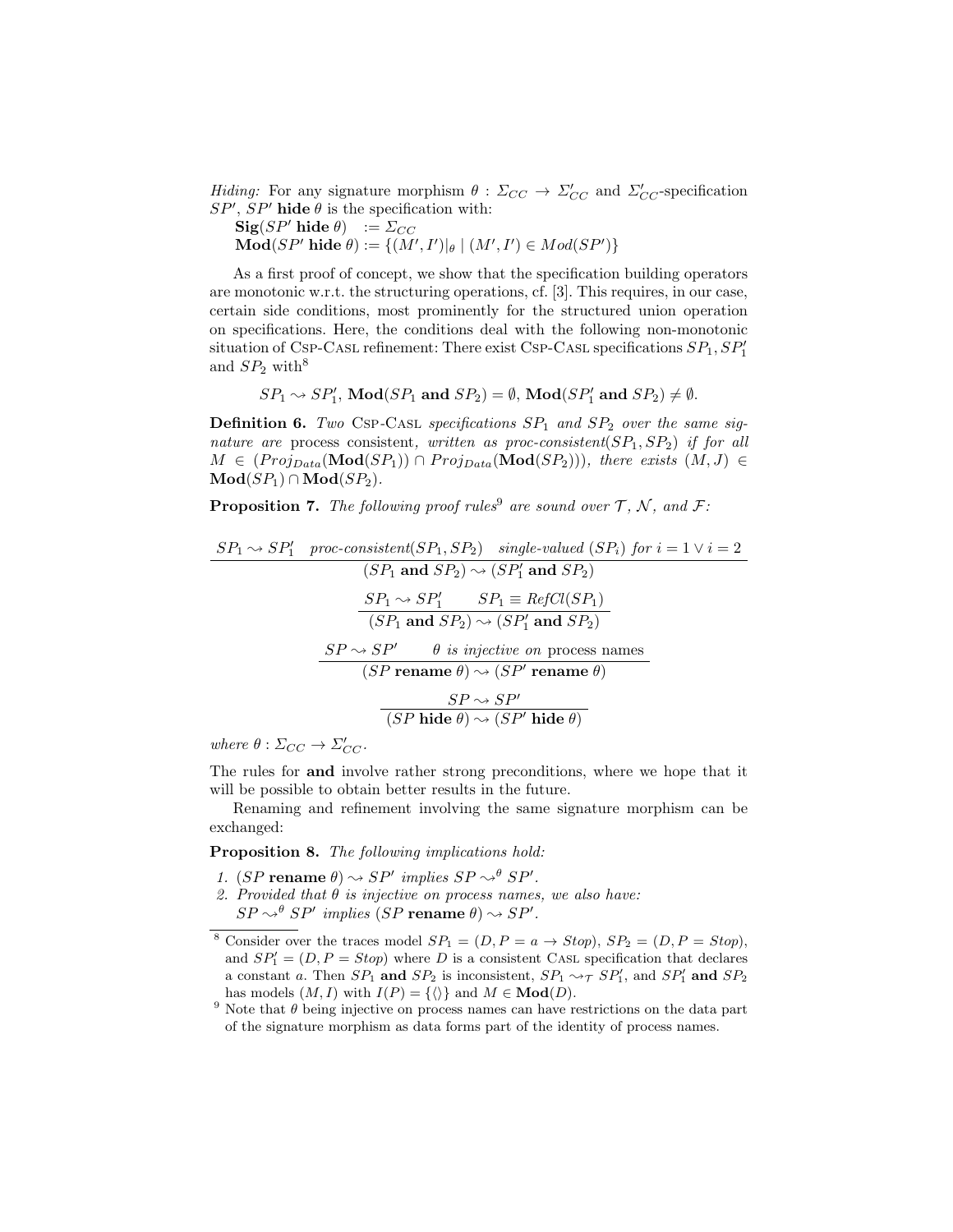*Hiding:* For any signature morphism $\theta : \Sigma_{CC} \to \Sigma'_{CC}$ and $\Sigma'_{CC}$-specification $SP'$, $SP'$ **hide** $\theta$ is the specification with:

$\mathbf{Sig}(SP' \textbf{ hide } \theta) \quad := \Sigma_{CC}$
$\mathbf{Mod}(SP' \textbf{ hide } \theta) := \{(M', I')|_\theta \mid (M', I') \in Mod(SP')\}$

As a first proof of concept, we show that the specification building operators are monotonic w.r.t. the structuring operations, cf. [3]. This requires, in our case, certain side conditions, most prominently for the structured union operation on specifications. Here, the conditions deal with the following non-monotonic situation of Csp-Casl refinement: There exist Csp-Casl specifications $SP_1, SP'_1$ and $SP_2$ with[8]

$$SP_1 \rightsquigarrow SP'_1,\ \mathbf{Mod}(SP_1 \textbf{ and } SP_2) = \emptyset,\ \mathbf{Mod}(SP'_1 \textbf{ and } SP_2) \neq \emptyset.$$

**Definition 6.** *Two* Csp-Casl *specifications $SP_1$ and $SP_2$ over the same signature are* process consistent, *written as proc-consistent$(SP_1, SP_2)$ if for all $M \in (Proj_{Data}(\mathbf{Mod}(SP_1)) \cap Proj_{Data}(\mathbf{Mod}(SP_2)))$, there exists $(M, J) \in \mathbf{Mod}(SP_1) \cap \mathbf{Mod}(SP_2)$.*

**Proposition 7.** *The following proof rules*[9] *are sound over $\mathcal{T}$, $\mathcal{N}$, and $\mathcal{F}$:*

$$\frac{SP_1 \rightsquigarrow SP'_1 \quad \textit{proc-consistent}(SP_1, SP_2) \quad \textit{single-valued } (SP_i) \textit{ for } i = 1 \lor i = 2}{(SP_1 \textbf{ and } SP_2) \rightsquigarrow (SP'_1 \textbf{ and } SP_2)}$$

$$\frac{SP_1 \rightsquigarrow SP'_1 \qquad SP_1 \equiv \textit{RefCl}(SP_1)}{(SP_1 \textbf{ and } SP_2) \rightsquigarrow (SP'_1 \textbf{ and } SP_2)}$$

$$\frac{SP \rightsquigarrow SP' \qquad \theta \textit{ is injective on } \text{process names}}{(SP \textbf{ rename } \theta) \rightsquigarrow (SP' \textbf{ rename } \theta)}$$

$$\frac{SP \rightsquigarrow SP'}{(SP \textbf{ hide } \theta) \rightsquigarrow (SP' \textbf{ hide } \theta)}$$

*where $\theta : \Sigma_{CC} \to \Sigma'_{CC}$.*

The rules for **and** involve rather strong preconditions, where we hope that it will be possible to obtain better results in the future.

Renaming and refinement involving the same signature morphism can be exchanged:

**Proposition 8.** *The following implications hold:*

1. *$(SP \textbf{ rename } \theta) \rightsquigarrow SP'$ implies $SP \rightsquigarrow^\theta SP'$.*
2. *Provided that $\theta$ is injective on process names, we also have: $SP \rightsquigarrow^\theta SP'$ implies $(SP \textbf{ rename } \theta) \rightsquigarrow SP'$.*

---

[8] Consider over the traces model $SP_1 = (D, P = a \to Stop)$, $SP_2 = (D, P = Stop)$, and $SP'_1 = (D, P = Stop)$ where $D$ is a consistent Casl specification that declares a constant $a$. Then $SP_1$ **and** $SP_2$ is inconsistent, $SP_1 \rightsquigarrow_{\mathcal{T}} SP'_1$, and $SP'_1$ **and** $SP_2$ has models $(M, I)$ with $I(P) = \{\langle\rangle\}$ and $M \in \mathbf{Mod}(D)$.

[9] Note that $\theta$ being injective on process names can have restrictions on the data part of the signature morphism as data forms part of the identity of process names.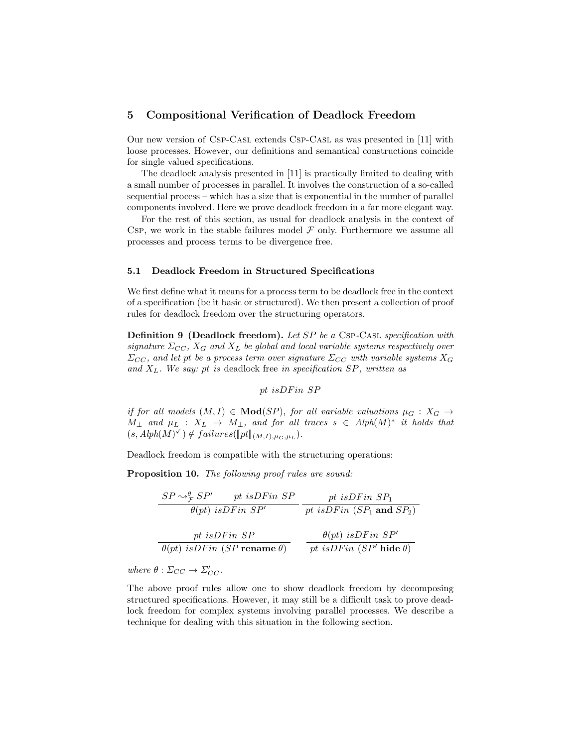## 5 Compositional Verification of Deadlock Freedom

Our new version of Csp-Casl extends Csp-Casl as was presented in [11] with loose processes. However, our definitions and semantical constructions coincide for single valued specifications.

The deadlock analysis presented in [11] is practically limited to dealing with a small number of processes in parallel. It involves the construction of a so-called sequential process – which has a size that is exponential in the number of parallel components involved. Here we prove deadlock freedom in a far more elegant way.

For the rest of this section, as usual for deadlock analysis in the context of Csp, we work in the stable failures model $\mathcal{F}$ only. Furthermore we assume all processes and process terms to be divergence free.

### 5.1 Deadlock Freedom in Structured Specifications

We first define what it means for a process term to be deadlock free in the context of a specification (be it basic or structured). We then present a collection of proof rules for deadlock freedom over the structuring operators.

**Definition 9 (Deadlock freedom).** *Let $SP$ be a* Csp-Casl *specification with signature $\Sigma_{CC}$, $X_G$ and $X_L$ be global and local variable systems respectively over $\Sigma_{CC}$, and let pt be a process term over signature $\Sigma_{CC}$ with variable systems $X_G$ and $X_L$. We say: pt is* deadlock free *in specification $SP$, written as*

$$pt \ isDFin \ SP$$

*if for all models $(M, I) \in \mathbf{Mod}(SP)$, for all variable valuations $\mu_G : X_G \to M_\perp$ and $\mu_L : X_L \to M_\perp$, and for all traces $s \in Alph(M)^*$ it holds that $(s, Alph(M)^\checkmark) \notin failures([\![pt]\!]_{(M,I),\mu_G,\mu_L})$.*

Deadlock freedom is compatible with the structuring operations:

**Proposition 10.** *The following proof rules are sound:*

$$\frac{SP \rightsquigarrow^\theta_\mathcal{F} SP' \qquad pt\ isDFin\ SP}{\theta(pt)\ isDFin\ SP'} \qquad \frac{pt\ isDFin\ SP_1}{pt\ isDFin\ (SP_1\ \mathbf{and}\ SP_2)}$$

$$\frac{pt\ isDFin\ SP}{\theta(pt)\ isDFin\ (SP\ \mathbf{rename}\ \theta)} \qquad \frac{\theta(pt)\ isDFin\ SP'}{pt\ isDFin\ (SP'\ \mathbf{hide}\ \theta)}$$

*where $\theta : \Sigma_{CC} \to \Sigma'_{CC}$.*

The above proof rules allow one to show deadlock freedom by decomposing structured specifications. However, it may still be a difficult task to prove deadlock freedom for complex systems involving parallel processes. We describe a technique for dealing with this situation in the following section.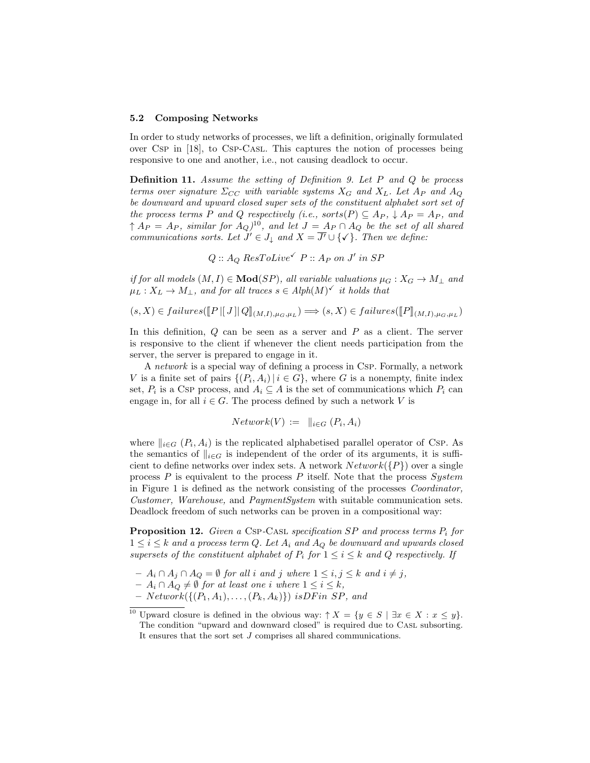### 5.2 Composing Networks

In order to study networks of processes, we lift a definition, originally formulated over CSP in [18], to CSP-CASL. This captures the notion of processes being responsive to one and another, i.e., not causing deadlock to occur.

**Definition 11.** *Assume the setting of Definition 9. Let $P$ and $Q$ be process terms over signature $\Sigma_{CC}$ with variable systems $X_G$ and $X_L$. Let $A_P$ and $A_Q$ be downward and upward closed super sets of the constituent alphabet sort set of the process terms $P$ and $Q$ respectively (i.e., $sorts(P) \subseteq A_P$, $\downarrow A_P = A_P$, and $\uparrow A_P = A_P$, similar for $A_Q$)*[10]*, and let $J = A_P \cap A_Q$ be the set of all shared communications sorts. Let $J' \in J_\downarrow$ and $X = \overline{J'} \cup \{\checkmark\}$. Then we define:*

$$Q :: A_Q \ ResToLive^{\checkmark} \ P :: A_P \ on \ J' \ in \ SP$$

*if for all models $(M, I) \in \mathbf{Mod}(SP)$, all variable valuations $\mu_G : X_G \to M_\perp$ and $\mu_L : X_L \to M_\perp$, and for all traces $s \in Alph(M)^{\checkmark}$ it holds that*

$$(s, X) \in failures([\![P \,|[\, J \,]|\, Q]\!]_{(M,I),\mu_G,\mu_L}) \Longrightarrow (s, X) \in failures([\![P]\!]_{(M,I),\mu_G,\mu_L})$$

In this definition, $Q$ can be seen as a server and $P$ as a client. The server is responsive to the client if whenever the client needs participation from the server, the server is prepared to engage in it.

A *network* is a special way of defining a process in CSP. Formally, a network $V$ is a finite set of pairs $\{(P_i, A_i) \,|\, i \in G\}$, where $G$ is a nonempty, finite index set, $P_i$ is a CSP process, and $A_i \subseteq A$ is the set of communications which $P_i$ can engage in, for all $i \in G$. The process defined by such a network $V$ is

$$Network(V) \ := \ \|_{i \in G} \ (P_i, A_i)$$

where $\|_{i \in G} \ (P_i, A_i)$ is the replicated alphabetised parallel operator of CSP. As the semantics of $\|_{i \in G}$ is independent of the order of its arguments, it is sufficient to define networks over index sets. A network $Network(\{P\})$ over a single process $P$ is equivalent to the process $P$ itself. Note that the process *System* in Figure 1 is defined as the network consisting of the processes *Coordinator, Customer, Warehouse,* and *PaymentSystem* with suitable communication sets. Deadlock freedom of such networks can be proven in a compositional way:

**Proposition 12.** *Given a CSP-CASL specification $SP$ and process terms $P_i$ for $1 \leq i \leq k$ and a process term $Q$. Let $A_i$ and $A_Q$ be downward and upwards closed supersets of the constituent alphabet of $P_i$ for $1 \leq i \leq k$ and $Q$ respectively. If*

- *$A_i \cap A_j \cap A_Q = \emptyset$ for all $i$ and $j$ where $1 \leq i, j \leq k$ and $i \neq j$,*
- *$A_i \cap A_Q \neq \emptyset$ for at least one $i$ where $1 \leq i \leq k$,*
- *$Network(\{(P_1, A_1), \ldots, (P_k, A_k)\})$ isDFin $SP$, and*

[10] Upward closure is defined in the obvious way: $\uparrow X = \{y \in S \mid \exists x \in X : x \leq y\}$. The condition "upward and downward closed" is required due to CASL subsorting. It ensures that the sort set $J$ comprises all shared communications.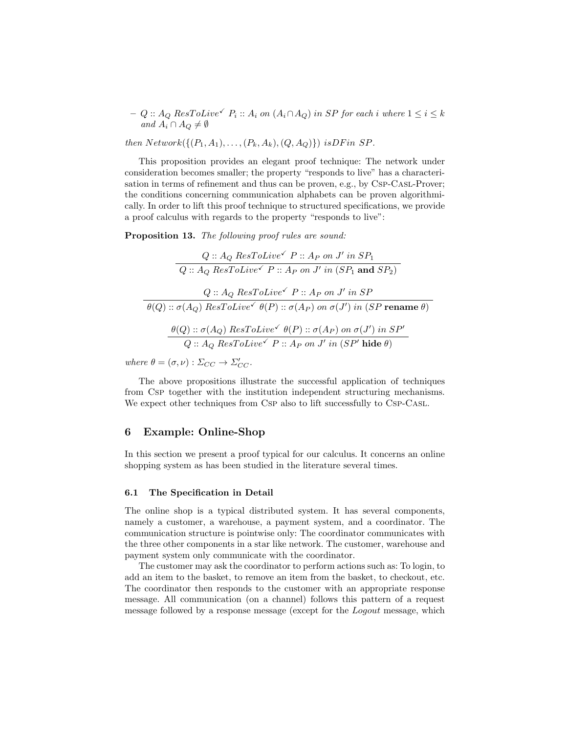– $Q :: A_Q \; ResToLive^{\checkmark} \; P_i :: A_i$ *on* $(A_i \cap A_Q)$ *in* $SP$ *for each* $i$ *where* $1 \leq i \leq k$ *and* $A_i \cap A_Q \neq \emptyset$

*then* $Network(\{(P_1, A_1), \ldots, (P_k, A_k), (Q, A_Q)\})$ *isDFin* $SP$.

This proposition provides an elegant proof technique: The network under consideration becomes smaller; the property "responds to live" has a characterisation in terms of refinement and thus can be proven, e.g., by Csp-Casl-Prover; the conditions concerning communication alphabets can be proven algorithmically. In order to lift this proof technique to structured specifications, we provide a proof calculus with regards to the property "responds to live":

**Proposition 13.** *The following proof rules are sound:*

$$\frac{Q :: A_Q \; ResToLive^{\checkmark} \; P :: A_P \; on \; J' \; in \; SP_1}{Q :: A_Q \; ResToLive^{\checkmark} \; P :: A_P \; on \; J' \; in \; (SP_1 \; \textbf{and} \; SP_2)}$$

$$\frac{Q :: A_Q \; ResToLive^{\checkmark} \; P :: A_P \; on \; J' \; in \; SP}{\theta(Q) :: \sigma(A_Q) \; ResToLive^{\checkmark} \; \theta(P) :: \sigma(A_P) \; on \; \sigma(J') \; in \; (SP \; \textbf{rename} \; \theta)}$$

$$\frac{\theta(Q) :: \sigma(A_Q) \; ResToLive^{\checkmark} \; \theta(P) :: \sigma(A_P) \; on \; \sigma(J') \; in \; SP'}{Q :: A_Q \; ResToLive^{\checkmark} \; P :: A_P \; on \; J' \; in \; (SP' \; \textbf{hide} \; \theta)}$$

*where* $\theta = (\sigma, \nu) : \Sigma_{CC} \to \Sigma'_{CC}$.

The above propositions illustrate the successful application of techniques from Csp together with the institution independent structuring mechanisms. We expect other techniques from Csp also to lift successfully to Csp-Casl.

## 6 Example: Online-Shop

In this section we present a proof typical for our calculus. It concerns an online shopping system as has been studied in the literature several times.

### 6.1 The Specification in Detail

The online shop is a typical distributed system. It has several components, namely a customer, a warehouse, a payment system, and a coordinator. The communication structure is pointwise only: The coordinator communicates with the three other components in a star like network. The customer, warehouse and payment system only communicate with the coordinator.

The customer may ask the coordinator to perform actions such as: To login, to add an item to the basket, to remove an item from the basket, to checkout, etc. The coordinator then responds to the customer with an appropriate response message. All communication (on a channel) follows this pattern of a request message followed by a response message (except for the *Logout* message, which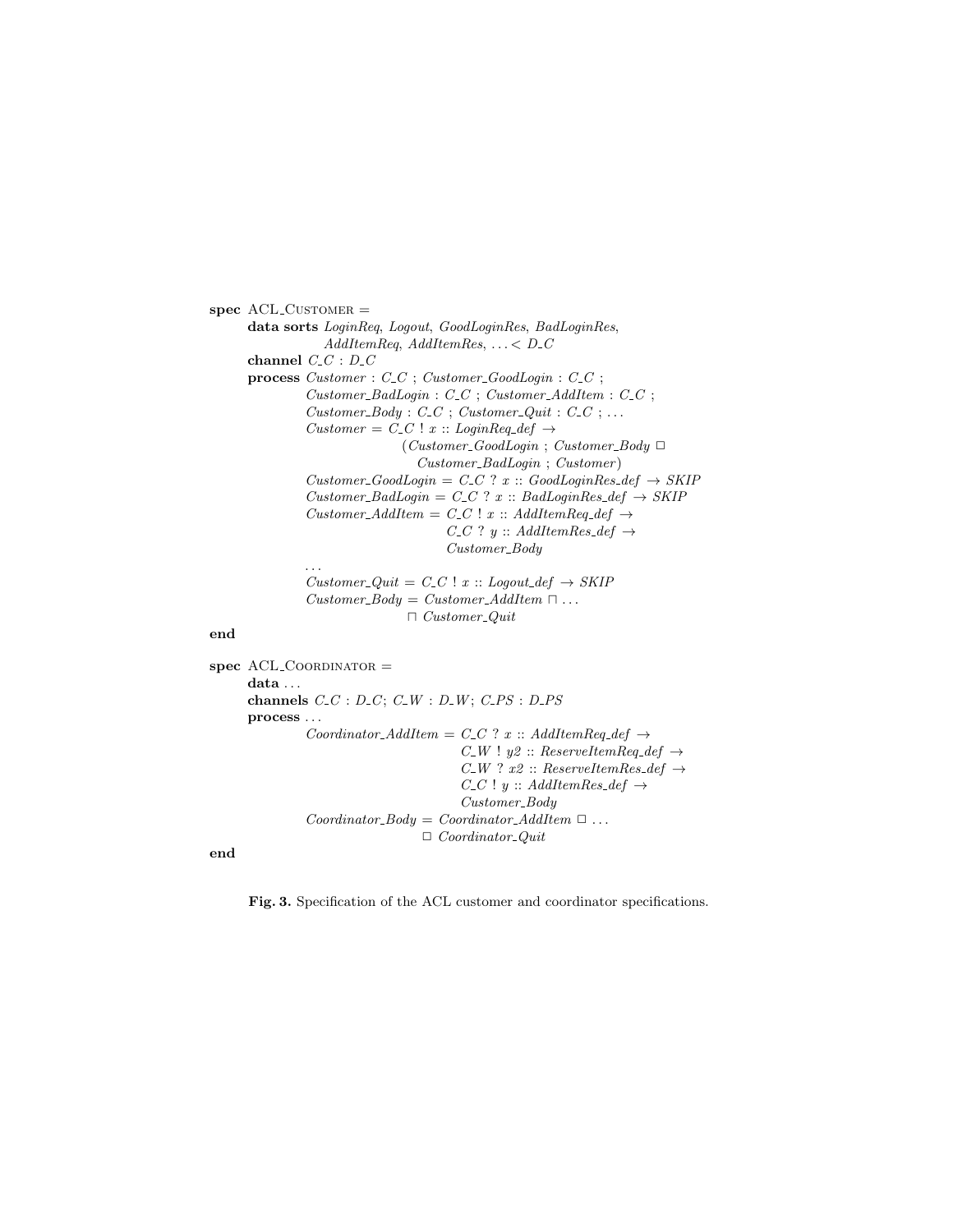```
spec ACL_CUSTOMER =
    data sorts LoginReq, Logout, GoodLoginRes, BadLoginRes,
               AddItemReq, AddItemRes, ... < D_C
    channel C_C : D_C
    process Customer : C_C ; Customer_GoodLogin : C_C ;
            Customer_BadLogin : C_C ; Customer_AddItem : C_C ;
            Customer_Body : C_C ; Customer_Quit : C_C ; ...
            Customer = C_C ! x :: LoginReq_def →
                           (Customer_GoodLogin ; Customer_Body □
                             Customer_BadLogin ; Customer)
            Customer_GoodLogin = C_C ? x :: GoodLoginRes_def → SKIP
            Customer_BadLogin = C_C ? x :: BadLoginRes_def → SKIP
            Customer_AddItem = C_C ! x :: AddItemReq_def →
                                 C_C ? y :: AddItemRes_def →
                                 Customer_Body
            ...
            Customer_Quit = C_C ! x :: Logout_def → SKIP
            Customer_Body = Customer_AddItem ⊓ ...
                              ⊓ Customer_Quit
end

spec ACL_COORDINATOR =
    data ...
    channels C_C : D_C; C_W : D_W; C_PS : D_PS
    process ...
            Coordinator_AddItem = C_C ? x :: AddItemReq_def →
                                    C_W ! y2 :: ReserveItemReq_def →
                                    C_W ? x2 :: ReserveItemRes_def →
                                    C_C ! y :: AddItemRes_def →
                                    Customer_Body
            Coordinator_Body = Coordinator_AddItem □ ...
                                 □ Coordinator_Quit
end
```

**Fig. 3.** Specification of the ACL customer and coordinator specifications.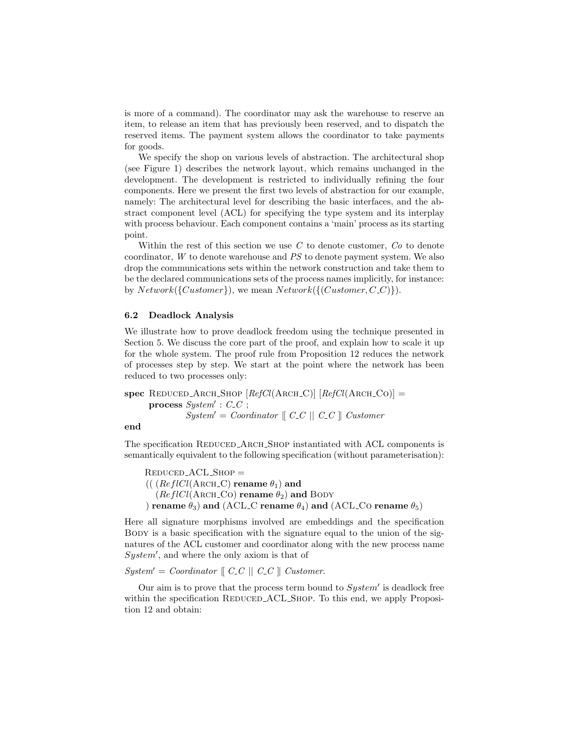is more of a command). The coordinator may ask the warehouse to reserve an item, to release an item that has previously been reserved, and to dispatch the reserved items. The payment system allows the coordinator to take payments for goods.

We specify the shop on various levels of abstraction. The architectural shop (see Figure 1) describes the network layout, which remains unchanged in the development. The development is restricted to individually refining the four components. Here we present the first two levels of abstraction for our example, namely: The architectural level for describing the basic interfaces, and the abstract component level (ACL) for specifying the type system and its interplay with process behaviour. Each component contains a 'main' process as its starting point.

Within the rest of this section we use $C$ to denote customer, $Co$ to denote coordinator, $W$ to denote warehouse and $PS$ to denote payment system. We also drop the communications sets within the network construction and take them to be the declared communications sets of the process names implicitly, for instance: by $Network(\{Customer\})$, we mean $Network(\{(Customer, C\_C)\})$.

### 6.2 Deadlock Analysis

We illustrate how to prove deadlock freedom using the technique presented in Section 5. We discuss the core part of the proof, and explain how to scale it up for the whole system. The proof rule from Proposition 12 reduces the network of processes step by step. We start at the point where the network has been reduced to two processes only:

**spec** REDUCED_ARCH_SHOP [*RefCl*(ARCH_C)] [*RefCl*(ARCH_CO)] =
  **process** $System' : C\_C$ ;
    $System' = Coordinator \; [\![ \; C\_C \; || \; C\_C \; ]\!] \; Customer$
**end**

The specification REDUCED_ARCH_SHOP instantiated with ACL components is semantically equivalent to the following specification (without parameterisation):

REDUCED_ACL_SHOP =
(( (*ReflCl*(ARCH_C) **rename** $\theta_1$) **and**
  (*ReflCl*(ARCH_CO) **rename** $\theta_2$) **and** BODY
) **rename** $\theta_3$) **and** (ACL_C **rename** $\theta_4$) **and** (ACL_CO **rename** $\theta_5$)

Here all signature morphisms involved are embeddings and the specification BODY is a basic specification with the signature equal to the union of the signatures of the ACL customer and coordinator along with the new process name $System'$, and where the only axiom is that of

$System' = Coordinator \; [\![ \; C\_C \; || \; C\_C \; ]\!] \; Customer.$

Our aim is to prove that the process term bound to $System'$ is deadlock free within the specification REDUCED_ACL_SHOP. To this end, we apply Proposition 12 and obtain: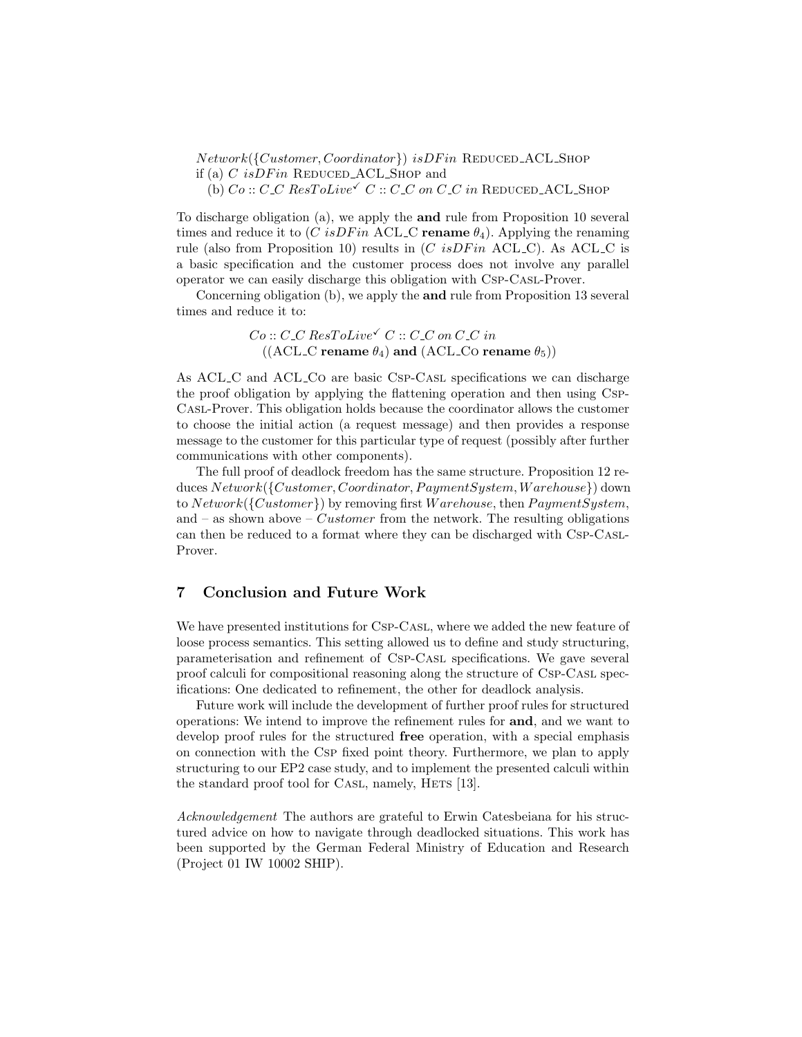$Network(\{Customer, Coordinator\})$ $isDFin$ REDUCED_ACL_SHOP
if (a) $C$ $isDFin$ REDUCED_ACL_SHOP and
 (b) $Co :: C\_C$ $ResToLive^{\checkmark}$ $C :: C\_C$ $on$ $C\_C$ $in$ REDUCED_ACL_SHOP

To discharge obligation (a), we apply the **and** rule from Proposition 10 several times and reduce it to ($C$ $isDFin$ ACL_C **rename** $\theta_4$). Applying the renaming rule (also from Proposition 10) results in ($C$ $isDFin$ ACL_C). As ACL_C is a basic specification and the customer process does not involve any parallel operator we can easily discharge this obligation with CSP-CASL-Prover.

Concerning obligation (b), we apply the **and** rule from Proposition 13 several times and reduce it to:

$$Co :: C\_C \ ResToLive^{\checkmark} \ C :: C\_C \ on \ C\_C \ in$$
$$((\text{ACL\_C } \textbf{rename } \theta_4) \textbf{ and } (\text{ACL\_Co } \textbf{rename } \theta_5))$$

As ACL_C and ACL_CO are basic CSP-CASL specifications we can discharge the proof obligation by applying the flattening operation and then using CSP-CASL-Prover. This obligation holds because the coordinator allows the customer to choose the initial action (a request message) and then provides a response message to the customer for this particular type of request (possibly after further communications with other components).

The full proof of deadlock freedom has the same structure. Proposition 12 reduces $Network(\{Customer, Coordinator, PaymentSystem, Warehouse\})$ down to $Network(\{Customer\})$ by removing first $Warehouse$, then $PaymentSystem$, and – as shown above – $Customer$ from the network. The resulting obligations can then be reduced to a format where they can be discharged with CSP-CASL-Prover.

## 7 Conclusion and Future Work

We have presented institutions for CSP-CASL, where we added the new feature of loose process semantics. This setting allowed us to define and study structuring, parameterisation and refinement of CSP-CASL specifications. We gave several proof calculi for compositional reasoning along the structure of CSP-CASL specifications: One dedicated to refinement, the other for deadlock analysis.

Future work will include the development of further proof rules for structured operations: We intend to improve the refinement rules for **and**, and we want to develop proof rules for the structured **free** operation, with a special emphasis on connection with the CSP fixed point theory. Furthermore, we plan to apply structuring to our EP2 case study, and to implement the presented calculi within the standard proof tool for CASL, namely, HETS [13].

*Acknowledgement* The authors are grateful to Erwin Catesbeiana for his structured advice on how to navigate through deadlocked situations. This work has been supported by the German Federal Ministry of Education and Research (Project 01 IW 10002 SHIP).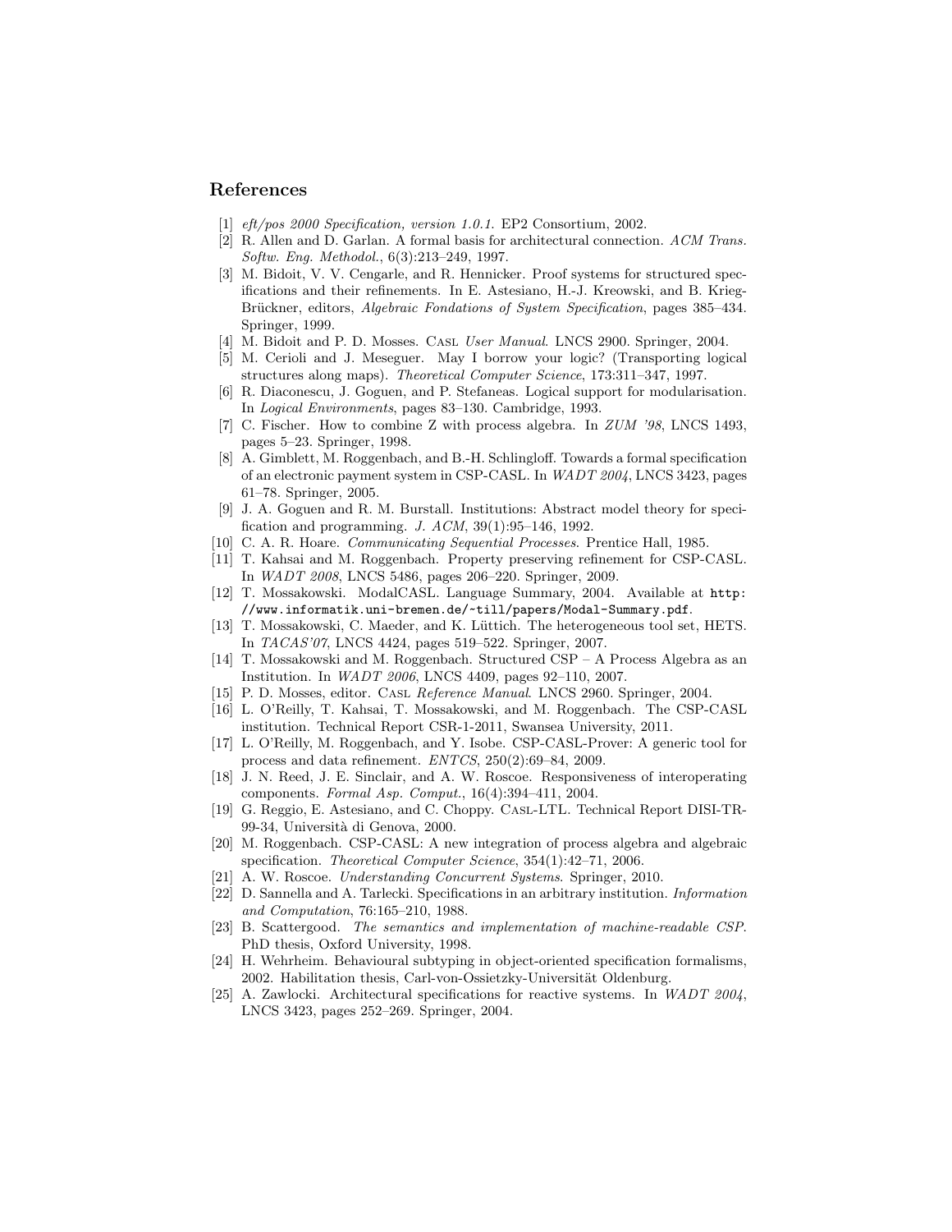## References

1. *eft/pos 2000 Specification, version 1.0.1.* EP2 Consortium, 2002.
2. R. Allen and D. Garlan. A formal basis for architectural connection. *ACM Trans. Softw. Eng. Methodol.*, 6(3):213–249, 1997.
3. M. Bidoit, V. V. Cengarle, and R. Hennicker. Proof systems for structured specifications and their refinements. In E. Astesiano, H.-J. Kreowski, and B. Krieg-Brückner, editors, *Algebraic Fondations of System Specification*, pages 385–434. Springer, 1999.
4. M. Bidoit and P. D. Mosses. Casl *User Manual*. LNCS 2900. Springer, 2004.
5. M. Cerioli and J. Meseguer. May I borrow your logic? (Transporting logical structures along maps). *Theoretical Computer Science*, 173:311–347, 1997.
6. R. Diaconescu, J. Goguen, and P. Stefaneas. Logical support for modularisation. In *Logical Environments*, pages 83–130. Cambridge, 1993.
7. C. Fischer. How to combine Z with process algebra. In *ZUM '98*, LNCS 1493, pages 5–23. Springer, 1998.
8. A. Gimblett, M. Roggenbach, and B.-H. Schlingloff. Towards a formal specification of an electronic payment system in CSP-CASL. In *WADT 2004*, LNCS 3423, pages 61–78. Springer, 2005.
9. J. A. Goguen and R. M. Burstall. Institutions: Abstract model theory for specification and programming. *J. ACM*, 39(1):95–146, 1992.
10. C. A. R. Hoare. *Communicating Sequential Processes*. Prentice Hall, 1985.
11. T. Kahsai and M. Roggenbach. Property preserving refinement for CSP-CASL. In *WADT 2008*, LNCS 5486, pages 206–220. Springer, 2009.
12. T. Mossakowski. ModalCASL. Language Summary, 2004. Available at `http://www.informatik.uni-bremen.de/~till/papers/Modal-Summary.pdf`.
13. T. Mossakowski, C. Maeder, and K. Lüttich. The heterogeneous tool set, HETS. In *TACAS'07*, LNCS 4424, pages 519–522. Springer, 2007.
14. T. Mossakowski and M. Roggenbach. Structured CSP – A Process Algebra as an Institution. In *WADT 2006*, LNCS 4409, pages 92–110, 2007.
15. P. D. Mosses, editor. Casl *Reference Manual*. LNCS 2960. Springer, 2004.
16. L. O'Reilly, T. Kahsai, T. Mossakowski, and M. Roggenbach. The CSP-CASL institution. Technical Report CSR-1-2011, Swansea University, 2011.
17. L. O'Reilly, M. Roggenbach, and Y. Isobe. CSP-CASL-Prover: A generic tool for process and data refinement. *ENTCS*, 250(2):69–84, 2009.
18. J. N. Reed, J. E. Sinclair, and A. W. Roscoe. Responsiveness of interoperating components. *Formal Asp. Comput.*, 16(4):394–411, 2004.
19. G. Reggio, E. Astesiano, and C. Choppy. Casl-LTL. Technical Report DISI-TR-99-34, Università di Genova, 2000.
20. M. Roggenbach. CSP-CASL: A new integration of process algebra and algebraic specification. *Theoretical Computer Science*, 354(1):42–71, 2006.
21. A. W. Roscoe. *Understanding Concurrent Systems*. Springer, 2010.
22. D. Sannella and A. Tarlecki. Specifications in an arbitrary institution. *Information and Computation*, 76:165–210, 1988.
23. B. Scattergood. *The semantics and implementation of machine-readable CSP*. PhD thesis, Oxford University, 1998.
24. H. Wehrheim. Behavioural subtyping in object-oriented specification formalisms, 2002. Habilitation thesis, Carl-von-Ossietzky-Universität Oldenburg.
25. A. Zawlocki. Architectural specifications for reactive systems. In *WADT 2004*, LNCS 3423, pages 252–269. Springer, 2004.